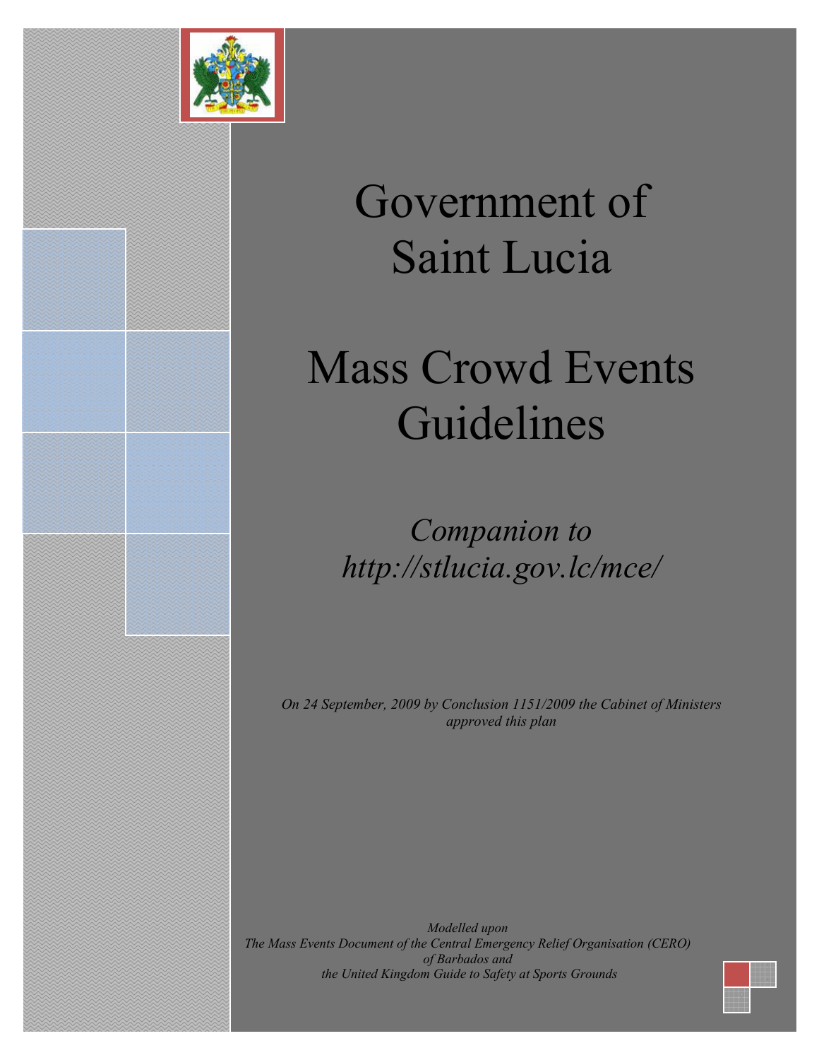# Government of Saint Lucia

# Mass Crowd Events Guidelines

*Companion to http://stlucia.gov.lc/mce/*

*On 24 September, 2009 by Conclusion 1151/2009 the Cabinet of Ministers approved this plan*

*Modelled upon*
*The Mass Events Document of the Central Emergency Relief Organisation (CERO) of Barbados and*
*the United Kingdom Guide to Safety at Sports Grounds*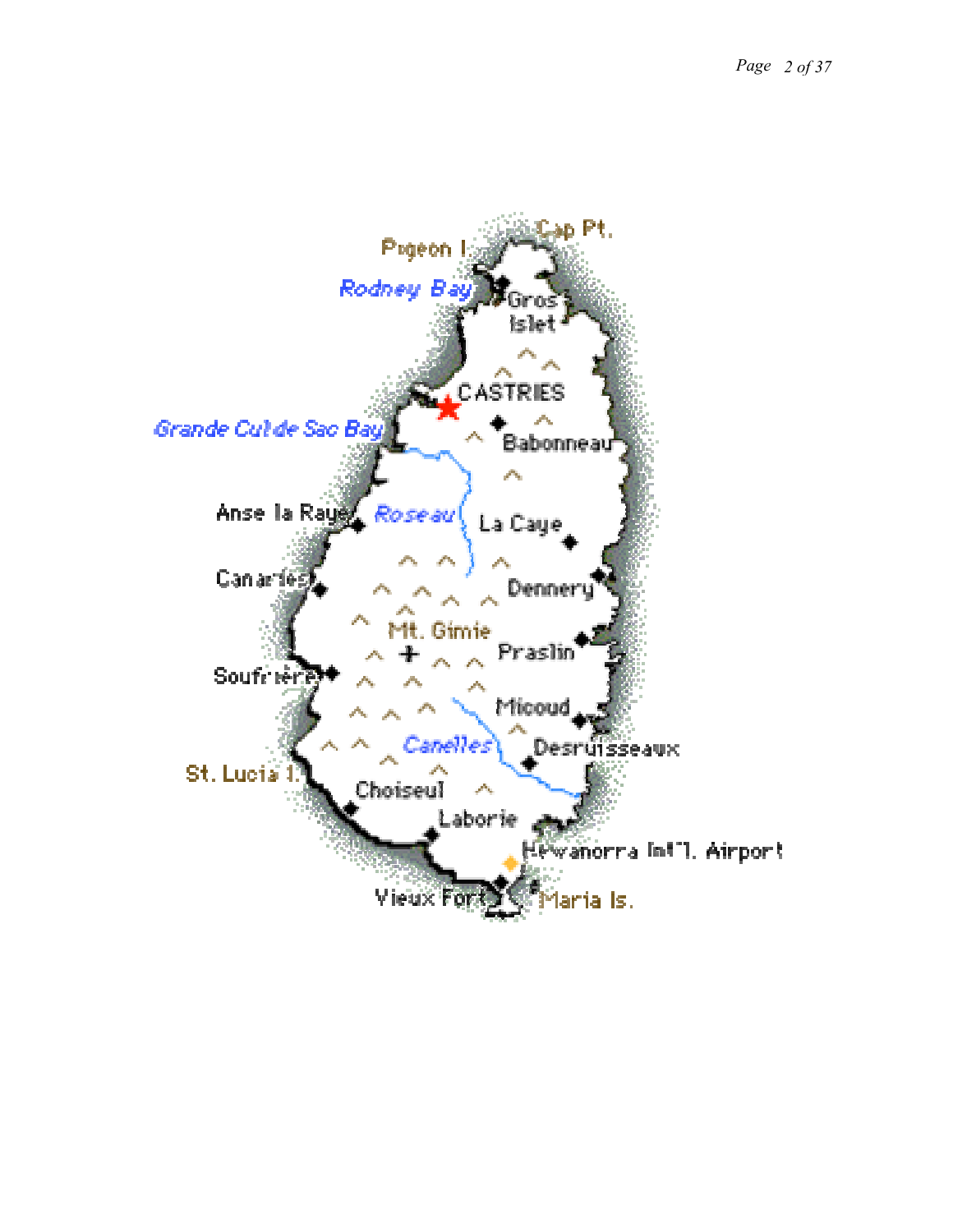Cap Pt.

Pigeon I.

Rodney Bay

Gros Islet

CASTRIES

Babonneau

Grande Cul de Sac Bay

Anse la Raye

Roseau

La Caye

Canaries

Dennery

Mt. Gimie

Praslin

Soufrière

Micoud

Canelles

Desruisseaux

St. Lucia I.

Choiseul

Laborie

Hewanorra Int'l. Airport

Vieux Fort

Maria Is.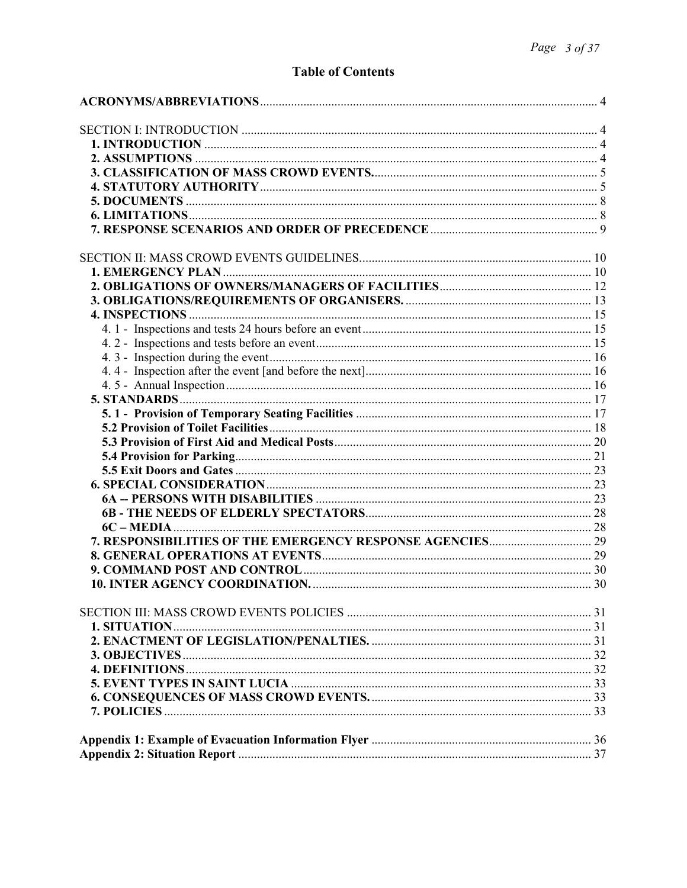# Table of Contents

**ACRONYMS/ABBREVIATIONS** ........ 4

SECTION I: INTRODUCTION ........ 4
- **1. INTRODUCTION** ........ 4
- **2. ASSUMPTIONS** ........ 4
- **3. CLASSIFICATION OF MASS CROWD EVENTS.** ........ 5
- **4. STATUTORY AUTHORITY** ........ 5
- **5. DOCUMENTS** ........ 8
- **6. LIMITATIONS** ........ 8
- **7. RESPONSE SCENARIOS AND ORDER OF PRECEDENCE** ........ 9

SECTION II: MASS CROWD EVENTS GUIDELINES ........ 10
- **1. EMERGENCY PLAN** ........ 10
- **2. OBLIGATIONS OF OWNERS/MANAGERS OF FACILITIES** ........ 12
- **3. OBLIGATIONS/REQUIREMENTS OF ORGANISERS.** ........ 13
- **4. INSPECTIONS** ........ 15
  - 4. 1 - Inspections and tests 24 hours before an event ........ 15
  - 4. 2 - Inspections and tests before an event ........ 15
  - 4. 3 - Inspection during the event ........ 16
  - 4. 4 - Inspection after the event [and before the next] ........ 16
  - 4. 5 - Annual Inspection ........ 16
- **5. STANDARDS** ........ 17
  - **5. 1 - Provision of Temporary Seating Facilities** ........ 17
  - **5.2 Provision of Toilet Facilities** ........ 18
  - **5.3 Provision of First Aid and Medical Posts** ........ 20
  - **5.4 Provision for Parking** ........ 21
  - **5.5 Exit Doors and Gates** ........ 23
- **6. SPECIAL CONSIDERATION** ........ 23
  - **6A -- PERSONS WITH DISABILITIES** ........ 23
  - **6B - THE NEEDS OF ELDERLY SPECTATORS** ........ 28
  - **6C – MEDIA** ........ 28
- **7. RESPONSIBILITIES OF THE EMERGENCY RESPONSE AGENCIES** ........ 29
- **8. GENERAL OPERATIONS AT EVENTS** ........ 29
- **9. COMMAND POST AND CONTROL** ........ 30
- **10. INTER AGENCY COORDINATION.** ........ 30

SECTION III: MASS CROWD EVENTS POLICIES ........ 31
- **1. SITUATION** ........ 31
- **2. ENACTMENT OF LEGISLATION/PENALTIES.** ........ 31
- **3. OBJECTIVES** ........ 32
- **4. DEFINITIONS** ........ 32
- **5. EVENT TYPES IN SAINT LUCIA** ........ 33
- **6. CONSEQUENCES OF MASS CROWD EVENTS.** ........ 33
- **7. POLICIES** ........ 33

**Appendix 1: Example of Evacuation Information Flyer** ........ 36

**Appendix 2: Situation Report** ........ 37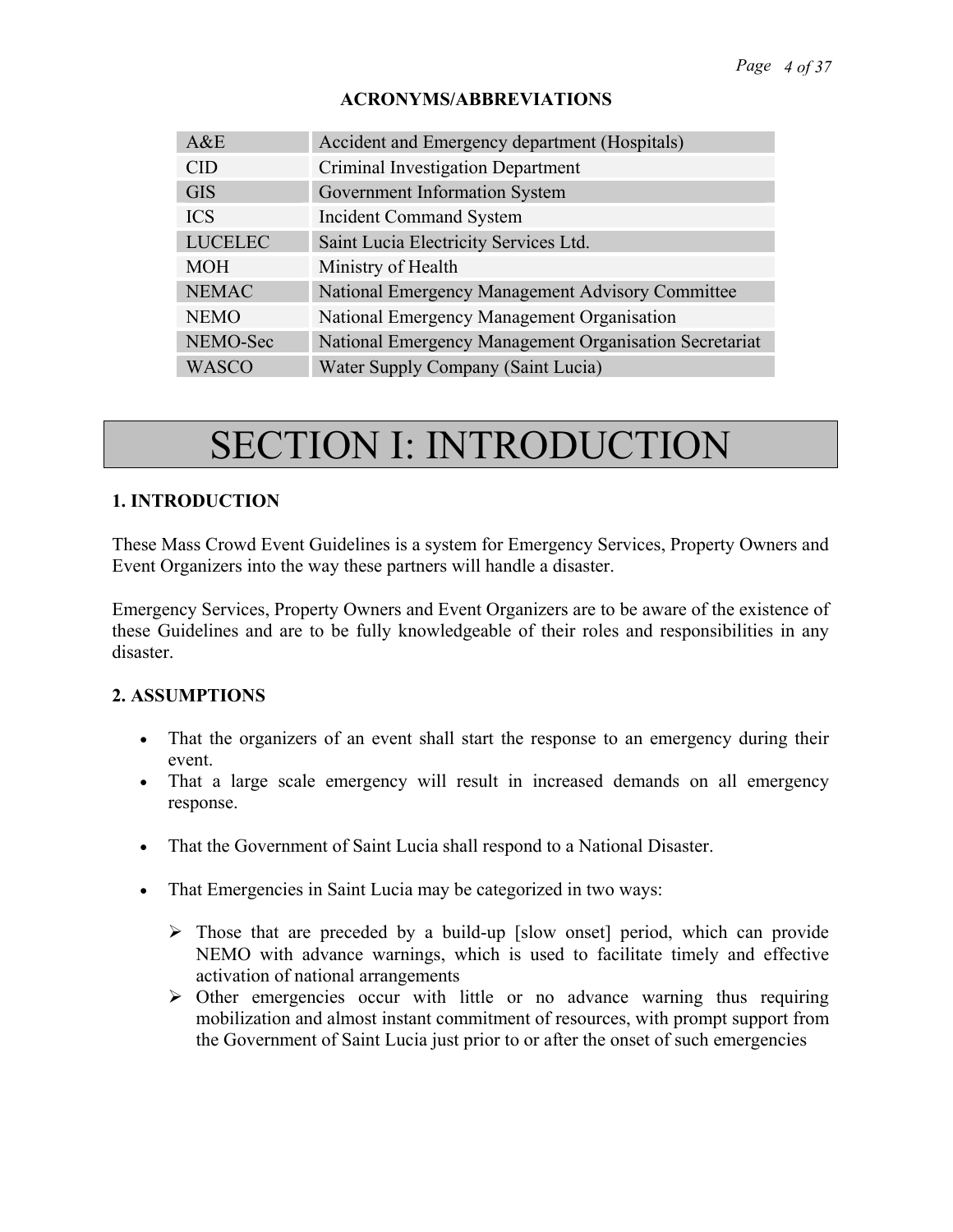**ACRONYMS/ABBREVIATIONS**

| | |
|---|---|
| A&E | Accident and Emergency department (Hospitals) |
| CID | Criminal Investigation Department |
| GIS | Government Information System |
| ICS | Incident Command System |
| LUCELEC | Saint Lucia Electricity Services Ltd. |
| MOH | Ministry of Health |
| NEMAC | National Emergency Management Advisory Committee |
| NEMO | National Emergency Management Organisation |
| NEMO-Sec | National Emergency Management Organisation Secretariat |
| WASCO | Water Supply Company (Saint Lucia) |

# SECTION I: INTRODUCTION

## 1. INTRODUCTION

These Mass Crowd Event Guidelines is a system for Emergency Services, Property Owners and Event Organizers into the way these partners will handle a disaster.

Emergency Services, Property Owners and Event Organizers are to be aware of the existence of these Guidelines and are to be fully knowledgeable of their roles and responsibilities in any disaster.

## 2. ASSUMPTIONS

- That the organizers of an event shall start the response to an emergency during their event.
- That a large scale emergency will result in increased demands on all emergency response.
- That the Government of Saint Lucia shall respond to a National Disaster.
- That Emergencies in Saint Lucia may be categorized in two ways:
  - Those that are preceded by a build-up [slow onset] period, which can provide NEMO with advance warnings, which is used to facilitate timely and effective activation of national arrangements
  - Other emergencies occur with little or no advance warning thus requiring mobilization and almost instant commitment of resources, with prompt support from the Government of Saint Lucia just prior to or after the onset of such emergencies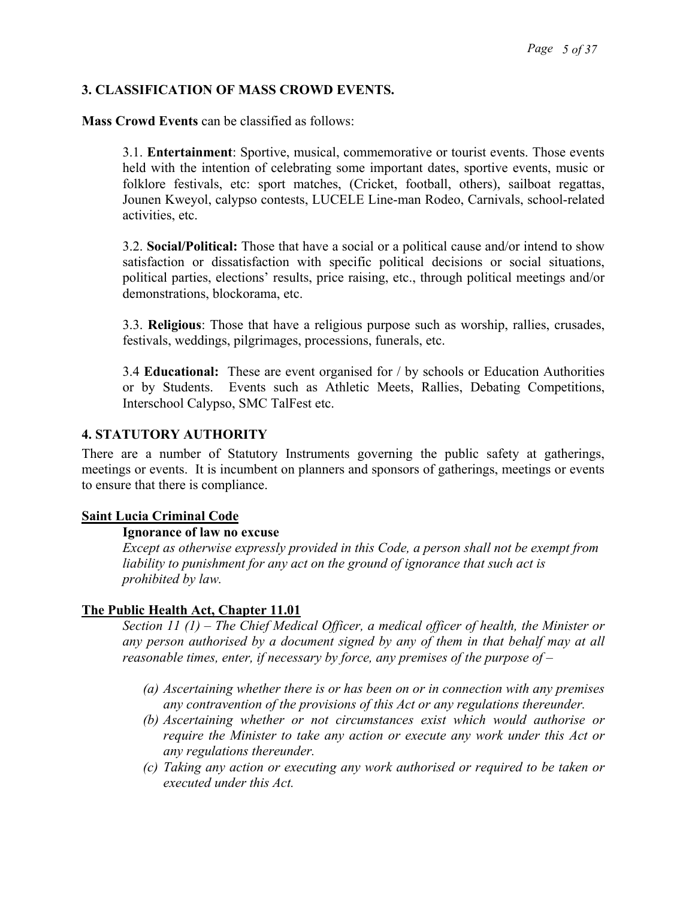## 3. CLASSIFICATION OF MASS CROWD EVENTS.

**Mass Crowd Events** can be classified as follows:

3.1. **Entertainment**: Sportive, musical, commemorative or tourist events. Those events held with the intention of celebrating some important dates, sportive events, music or folklore festivals, etc: sport matches, (Cricket, football, others), sailboat regattas, Jounen Kweyol, calypso contests, LUCELE Line-man Rodeo, Carnivals, school-related activities, etc.

3.2. **Social/Political:** Those that have a social or a political cause and/or intend to show satisfaction or dissatisfaction with specific political decisions or social situations, political parties, elections' results, price raising, etc., through political meetings and/or demonstrations, blockorama, etc.

3.3. **Religious**: Those that have a religious purpose such as worship, rallies, crusades, festivals, weddings, pilgrimages, processions, funerals, etc.

3.4 **Educational:** These are event organised for / by schools or Education Authorities or by Students. Events such as Athletic Meets, Rallies, Debating Competitions, Interschool Calypso, SMC TalFest etc.

## 4. STATUTORY AUTHORITY

There are a number of Statutory Instruments governing the public safety at gatherings, meetings or events. It is incumbent on planners and sponsors of gatherings, meetings or events to ensure that there is compliance.

### Saint Lucia Criminal Code

**Ignorance of law no excuse**

*Except as otherwise expressly provided in this Code, a person shall not be exempt from liability to punishment for any act on the ground of ignorance that such act is prohibited by law.*

### The Public Health Act, Chapter 11.01

*Section 11 (1) – The Chief Medical Officer, a medical officer of health, the Minister or any person authorised by a document signed by any of them in that behalf may at all reasonable times, enter, if necessary by force, any premises of the purpose of –*

*(a) Ascertaining whether there is or has been on or in connection with any premises any contravention of the provisions of this Act or any regulations thereunder.*

*(b) Ascertaining whether or not circumstances exist which would authorise or require the Minister to take any action or execute any work under this Act or any regulations thereunder.*

*(c) Taking any action or executing any work authorised or required to be taken or executed under this Act.*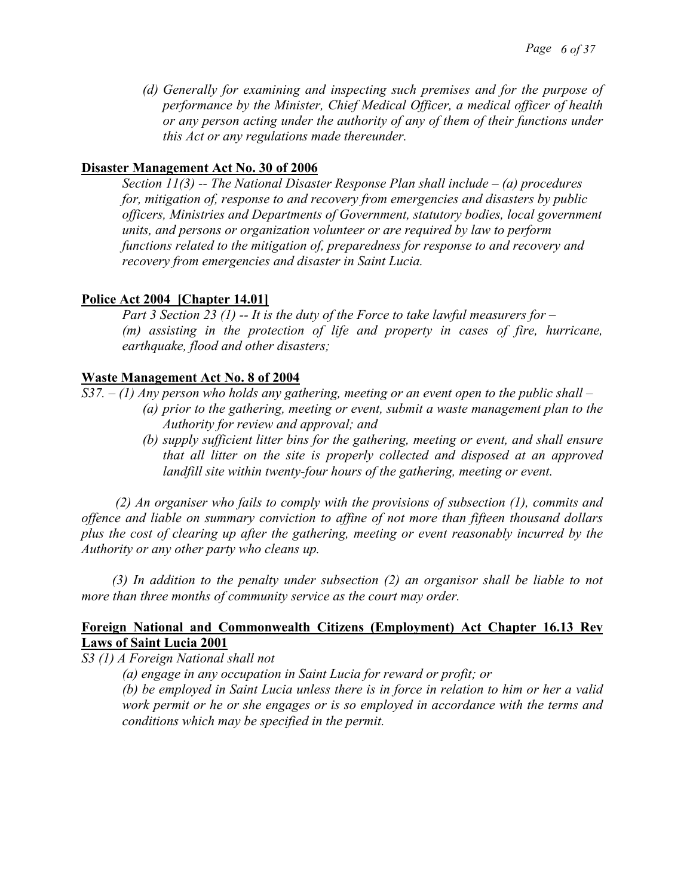*(d) Generally for examining and inspecting such premises and for the purpose of performance by the Minister, Chief Medical Officer, a medical officer of health or any person acting under the authority of any of them of their functions under this Act or any regulations made thereunder.*

**Disaster Management Act No. 30 of 2006**

*Section 11(3) -- The National Disaster Response Plan shall include – (a) procedures for, mitigation of, response to and recovery from emergencies and disasters by public officers, Ministries and Departments of Government, statutory bodies, local government units, and persons or organization volunteer or are required by law to perform functions related to the mitigation of, preparedness for response to and recovery and recovery from emergencies and disaster in Saint Lucia.*

**Police Act 2004 [Chapter 14.01]**

*Part 3 Section 23 (1) -- It is the duty of the Force to take lawful measurers for – (m) assisting in the protection of life and property in cases of fire, hurricane, earthquake, flood and other disasters;*

**Waste Management Act No. 8 of 2004**

*S37. – (1) Any person who holds any gathering, meeting or an event open to the public shall –*

*(a) prior to the gathering, meeting or event, submit a waste management plan to the Authority for review and approval; and*

*(b) supply sufficient litter bins for the gathering, meeting or event, and shall ensure that all litter on the site is properly collected and disposed at an approved landfill site within twenty-four hours of the gathering, meeting or event.*

*(2) An organiser who fails to comply with the provisions of subsection (1), commits and offence and liable on summary conviction to affine of not more than fifteen thousand dollars plus the cost of clearing up after the gathering, meeting or event reasonably incurred by the Authority or any other party who cleans up.*

*(3) In addition to the penalty under subsection (2) an organisor shall be liable to not more than three months of community service as the court may order.*

**Foreign National and Commonwealth Citizens (Employment) Act Chapter 16.13 Rev Laws of Saint Lucia 2001**

*S3 (1) A Foreign National shall not*

*(a) engage in any occupation in Saint Lucia for reward or profit; or*

*(b) be employed in Saint Lucia unless there is in force in relation to him or her a valid work permit or he or she engages or is so employed in accordance with the terms and conditions which may be specified in the permit.*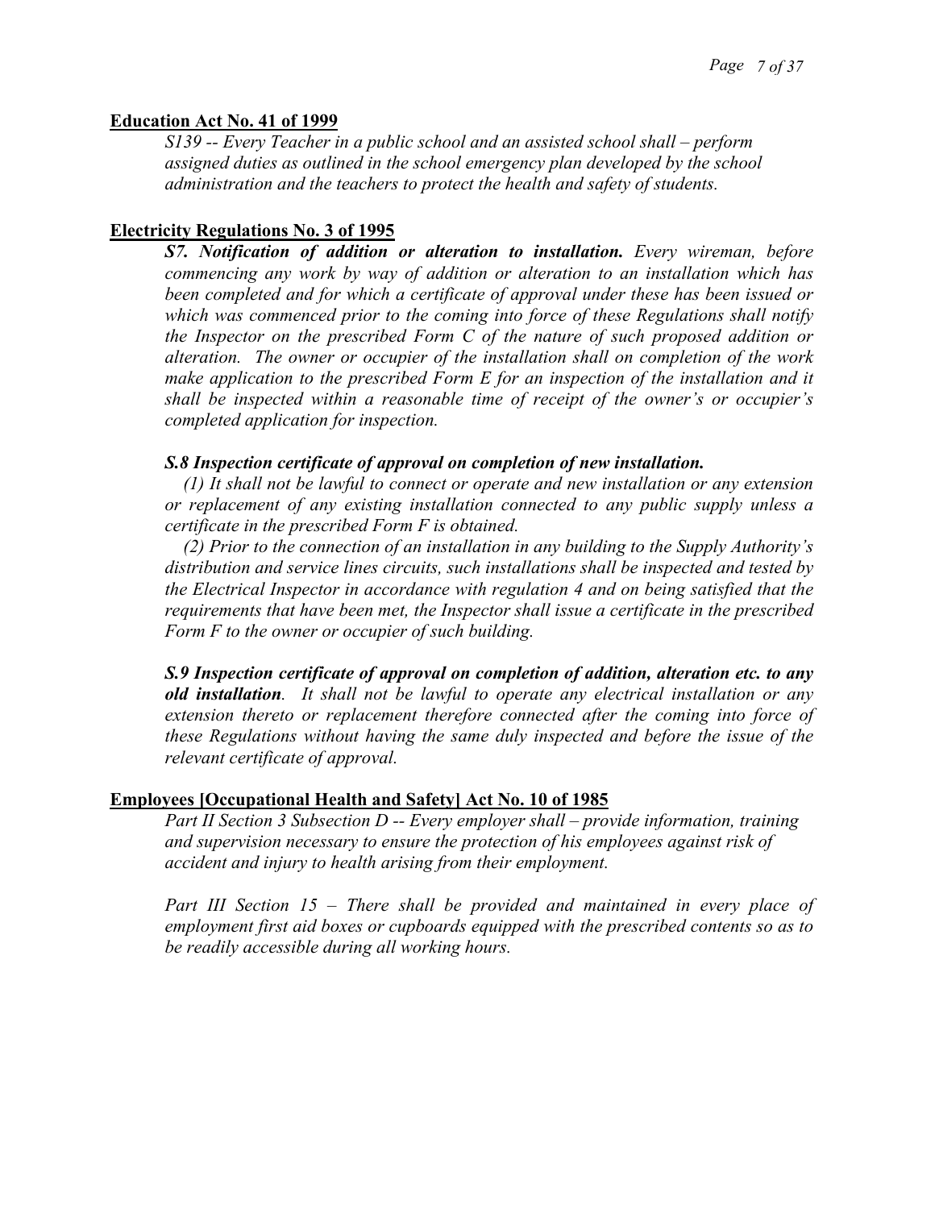**Education Act No. 41 of 1999**

*S139 -- Every Teacher in a public school and an assisted school shall – perform assigned duties as outlined in the school emergency plan developed by the school administration and the teachers to protect the health and safety of students.*

**Electricity Regulations No. 3 of 1995**

***S7. Notification of addition or alteration to installation.** Every wireman, before commencing any work by way of addition or alteration to an installation which has been completed and for which a certificate of approval under these has been issued or which was commenced prior to the coming into force of these Regulations shall notify the Inspector on the prescribed Form C of the nature of such proposed addition or alteration. The owner or occupier of the installation shall on completion of the work make application to the prescribed Form E for an inspection of the installation and it shall be inspected within a reasonable time of receipt of the owner's or occupier's completed application for inspection.*

***S.8 Inspection certificate of approval on completion of new installation.***

*(1) It shall not be lawful to connect or operate and new installation or any extension or replacement of any existing installation connected to any public supply unless a certificate in the prescribed Form F is obtained.*

*(2) Prior to the connection of an installation in any building to the Supply Authority's distribution and service lines circuits, such installations shall be inspected and tested by the Electrical Inspector in accordance with regulation 4 and on being satisfied that the requirements that have been met, the Inspector shall issue a certificate in the prescribed Form F to the owner or occupier of such building.*

***S.9 Inspection certificate of approval on completion of addition, alteration etc. to any old installation**. It shall not be lawful to operate any electrical installation or any extension thereto or replacement therefore connected after the coming into force of these Regulations without having the same duly inspected and before the issue of the relevant certificate of approval.*

**Employees [Occupational Health and Safety] Act No. 10 of 1985**

*Part II Section 3 Subsection D -- Every employer shall – provide information, training and supervision necessary to ensure the protection of his employees against risk of accident and injury to health arising from their employment.*

*Part III Section 15 – There shall be provided and maintained in every place of employment first aid boxes or cupboards equipped with the prescribed contents so as to be readily accessible during all working hours.*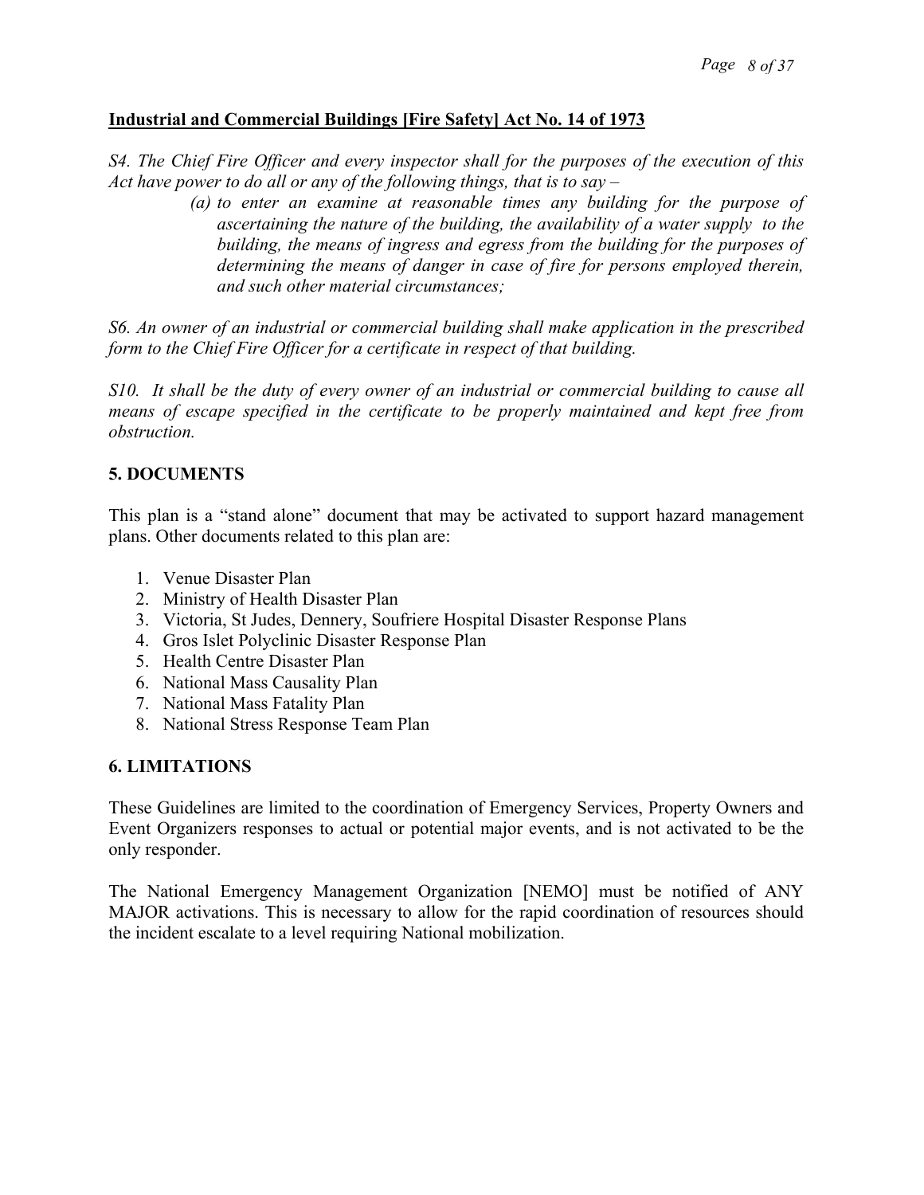**Industrial and Commercial Buildings [Fire Safety] Act No. 14 of 1973**

*S4. The Chief Fire Officer and every inspector shall for the purposes of the execution of this Act have power to do all or any of the following things, that is to say –*

> *(a) to enter an examine at reasonable times any building for the purpose of ascertaining the nature of the building, the availability of a water supply to the building, the means of ingress and egress from the building for the purposes of determining the means of danger in case of fire for persons employed therein, and such other material circumstances;*

*S6. An owner of an industrial or commercial building shall make application in the prescribed form to the Chief Fire Officer for a certificate in respect of that building.*

*S10. It shall be the duty of every owner of an industrial or commercial building to cause all means of escape specified in the certificate to be properly maintained and kept free from obstruction.*

## 5. DOCUMENTS

This plan is a "stand alone" document that may be activated to support hazard management plans. Other documents related to this plan are:

1. Venue Disaster Plan
2. Ministry of Health Disaster Plan
3. Victoria, St Judes, Dennery, Soufriere Hospital Disaster Response Plans
4. Gros Islet Polyclinic Disaster Response Plan
5. Health Centre Disaster Plan
6. National Mass Causality Plan
7. National Mass Fatality Plan
8. National Stress Response Team Plan

## 6. LIMITATIONS

These Guidelines are limited to the coordination of Emergency Services, Property Owners and Event Organizers responses to actual or potential major events, and is not activated to be the only responder.

The National Emergency Management Organization [NEMO] must be notified of ANY MAJOR activations. This is necessary to allow for the rapid coordination of resources should the incident escalate to a level requiring National mobilization.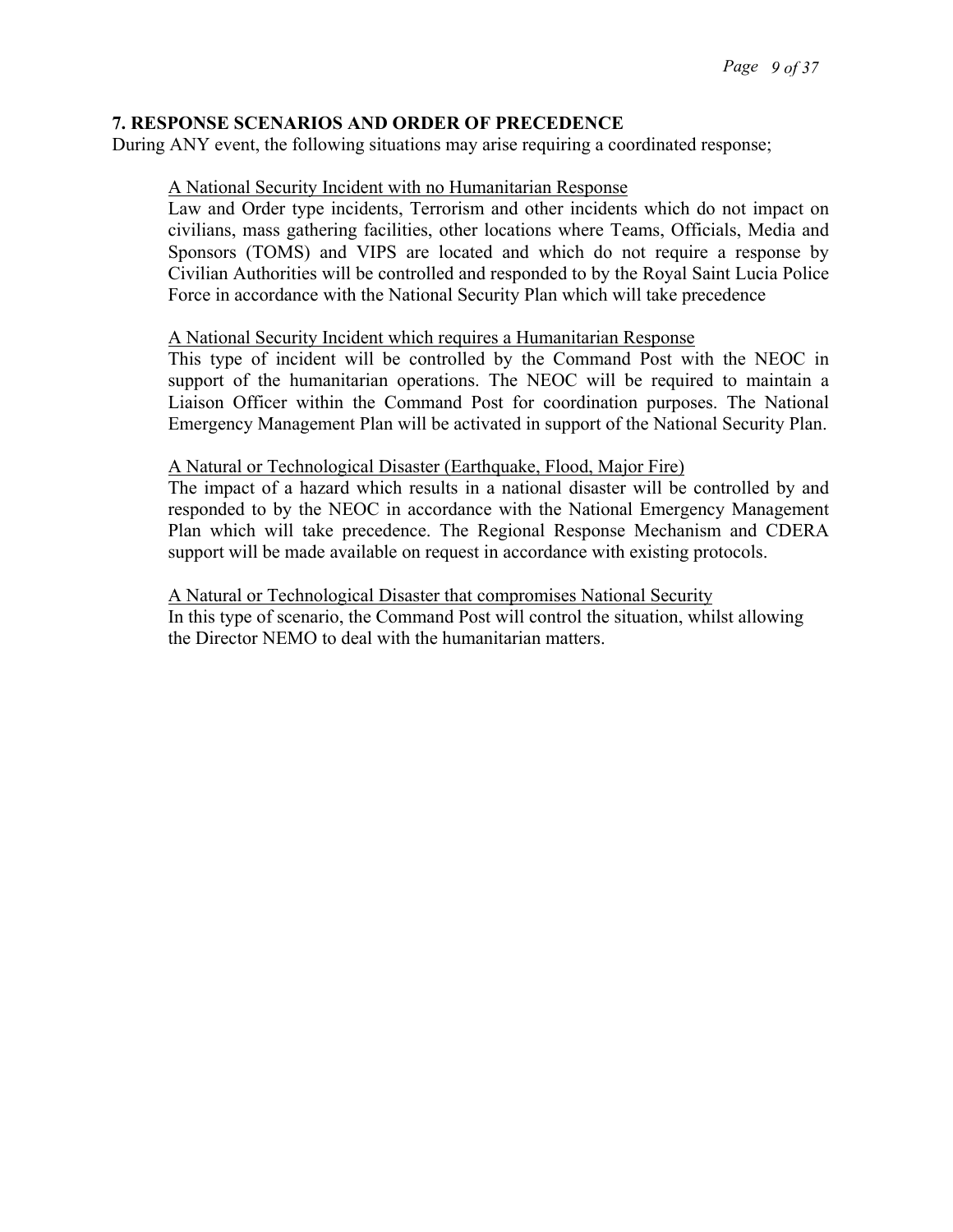## 7. RESPONSE SCENARIOS AND ORDER OF PRECEDENCE

During ANY event, the following situations may arise requiring a coordinated response;

A National Security Incident with no Humanitarian Response

Law and Order type incidents, Terrorism and other incidents which do not impact on civilians, mass gathering facilities, other locations where Teams, Officials, Media and Sponsors (TOMS) and VIPS are located and which do not require a response by Civilian Authorities will be controlled and responded to by the Royal Saint Lucia Police Force in accordance with the National Security Plan which will take precedence

A National Security Incident which requires a Humanitarian Response

This type of incident will be controlled by the Command Post with the NEOC in support of the humanitarian operations. The NEOC will be required to maintain a Liaison Officer within the Command Post for coordination purposes. The National Emergency Management Plan will be activated in support of the National Security Plan.

A Natural or Technological Disaster (Earthquake, Flood, Major Fire)

The impact of a hazard which results in a national disaster will be controlled by and responded to by the NEOC in accordance with the National Emergency Management Plan which will take precedence. The Regional Response Mechanism and CDERA support will be made available on request in accordance with existing protocols.

A Natural or Technological Disaster that compromises National Security

In this type of scenario, the Command Post will control the situation, whilst allowing the Director NEMO to deal with the humanitarian matters.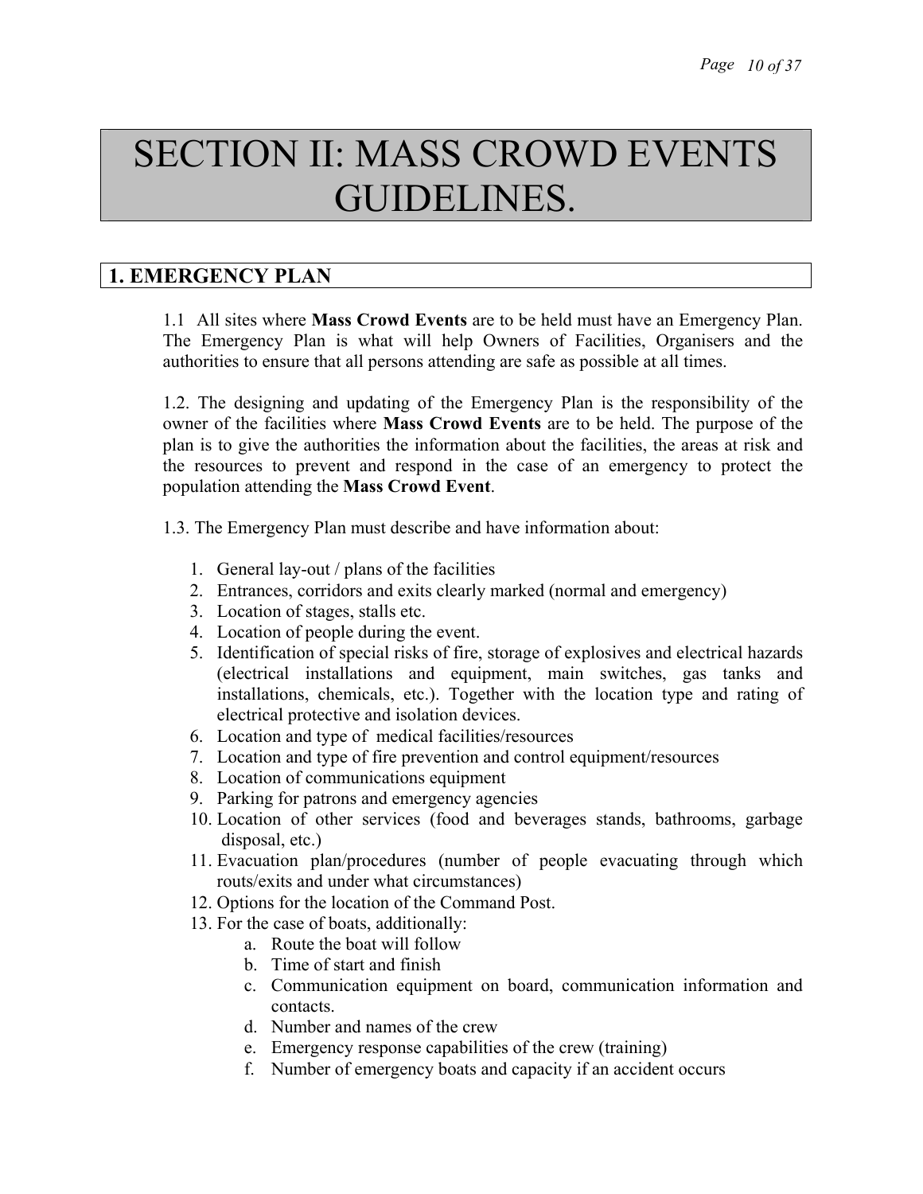# SECTION II: MASS CROWD EVENTS GUIDELINES.

## 1. EMERGENCY PLAN

1.1 All sites where **Mass Crowd Events** are to be held must have an Emergency Plan. The Emergency Plan is what will help Owners of Facilities, Organisers and the authorities to ensure that all persons attending are safe as possible at all times.

1.2. The designing and updating of the Emergency Plan is the responsibility of the owner of the facilities where **Mass Crowd Events** are to be held. The purpose of the plan is to give the authorities the information about the facilities, the areas at risk and the resources to prevent and respond in the case of an emergency to protect the population attending the **Mass Crowd Event**.

1.3. The Emergency Plan must describe and have information about:

1. General lay-out / plans of the facilities
2. Entrances, corridors and exits clearly marked (normal and emergency)
3. Location of stages, stalls etc.
4. Location of people during the event.
5. Identification of special risks of fire, storage of explosives and electrical hazards (electrical installations and equipment, main switches, gas tanks and installations, chemicals, etc.). Together with the location type and rating of electrical protective and isolation devices.
6. Location and type of medical facilities/resources
7. Location and type of fire prevention and control equipment/resources
8. Location of communications equipment
9. Parking for patrons and emergency agencies
10. Location of other services (food and beverages stands, bathrooms, garbage disposal, etc.)
11. Evacuation plan/procedures (number of people evacuating through which routs/exits and under what circumstances)
12. Options for the location of the Command Post.
13. For the case of boats, additionally:
    a. Route the boat will follow
    b. Time of start and finish
    c. Communication equipment on board, communication information and contacts.
    d. Number and names of the crew
    e. Emergency response capabilities of the crew (training)
    f. Number of emergency boats and capacity if an accident occurs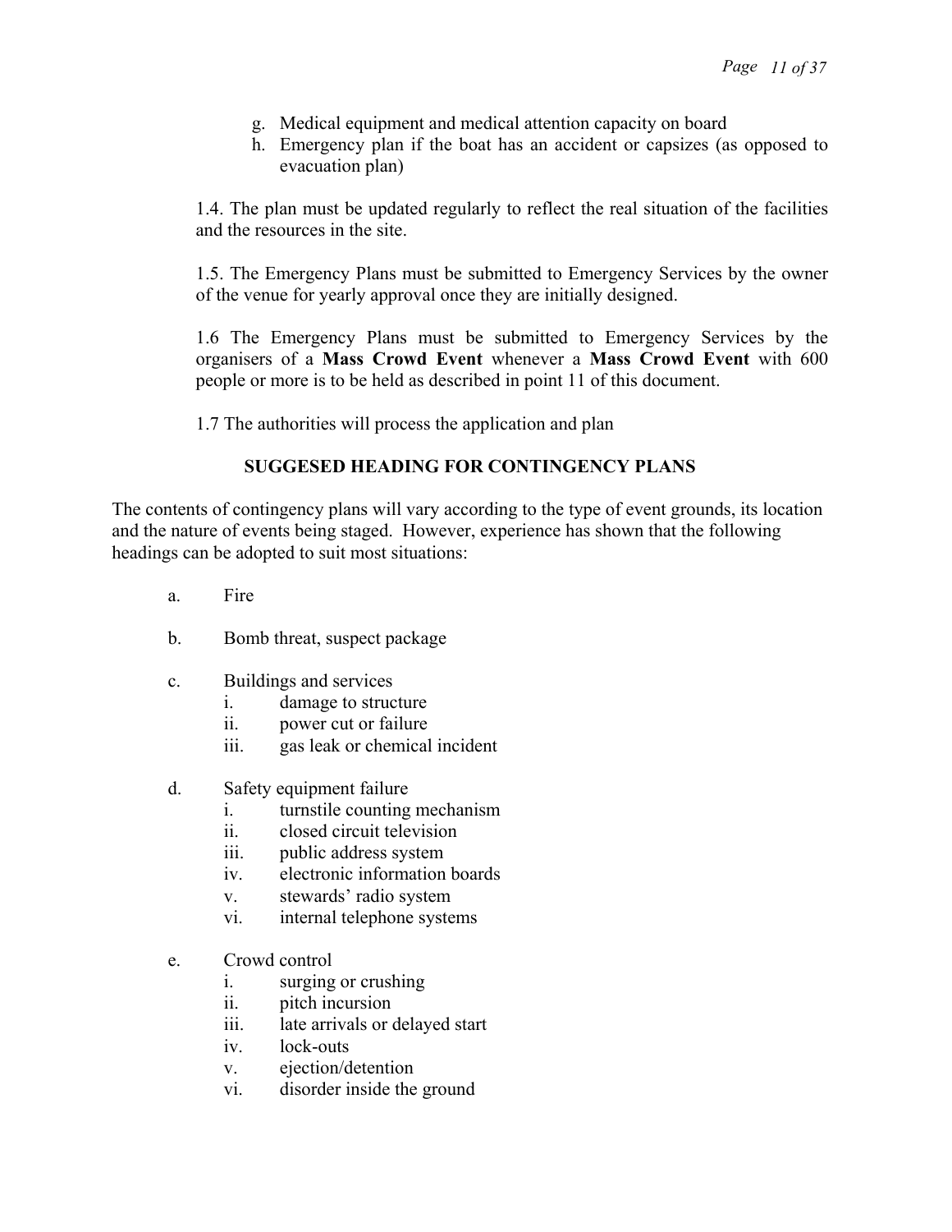g. Medical equipment and medical attention capacity on board
h. Emergency plan if the boat has an accident or capsizes (as opposed to evacuation plan)

1.4. The plan must be updated regularly to reflect the real situation of the facilities and the resources in the site.

1.5. The Emergency Plans must be submitted to Emergency Services by the owner of the venue for yearly approval once they are initially designed.

1.6 The Emergency Plans must be submitted to Emergency Services by the organisers of a **Mass Crowd Event** whenever a **Mass Crowd Event** with 600 people or more is to be held as described in point 11 of this document.

1.7 The authorities will process the application and plan

**SUGGESED HEADING FOR CONTINGENCY PLANS**

The contents of contingency plans will vary according to the type of event grounds, its location and the nature of events being staged. However, experience has shown that the following headings can be adopted to suit most situations:

a. Fire

b. Bomb threat, suspect package

c. Buildings and services
   i. damage to structure
   ii. power cut or failure
   iii. gas leak or chemical incident

d. Safety equipment failure
   i. turnstile counting mechanism
   ii. closed circuit television
   iii. public address system
   iv. electronic information boards
   v. stewards' radio system
   vi. internal telephone systems

e. Crowd control
   i. surging or crushing
   ii. pitch incursion
   iii. late arrivals or delayed start
   iv. lock-outs
   v. ejection/detention
   vi. disorder inside the ground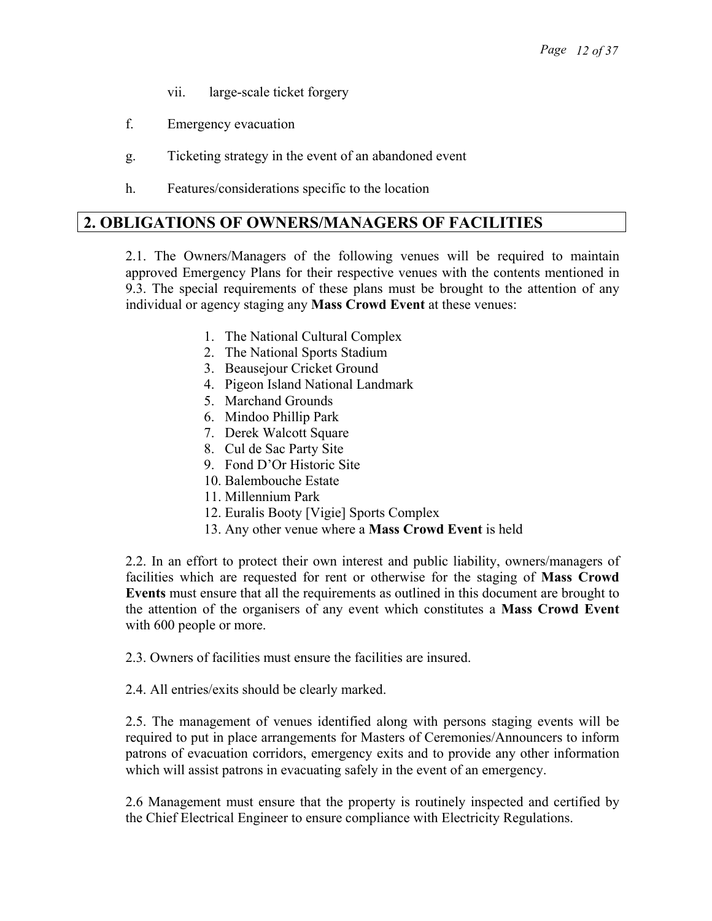vii. large-scale ticket forgery

f. Emergency evacuation

g. Ticketing strategy in the event of an abandoned event

h. Features/considerations specific to the location

## 2. OBLIGATIONS OF OWNERS/MANAGERS OF FACILITIES

2.1. The Owners/Managers of the following venues will be required to maintain approved Emergency Plans for their respective venues with the contents mentioned in 9.3. The special requirements of these plans must be brought to the attention of any individual or agency staging any **Mass Crowd Event** at these venues:

1. The National Cultural Complex
2. The National Sports Stadium
3. Beausejour Cricket Ground
4. Pigeon Island National Landmark
5. Marchand Grounds
6. Mindoo Phillip Park
7. Derek Walcott Square
8. Cul de Sac Party Site
9. Fond D'Or Historic Site
10. Balembouche Estate
11. Millennium Park
12. Euralis Booty [Vigie] Sports Complex
13. Any other venue where a **Mass Crowd Event** is held

2.2. In an effort to protect their own interest and public liability, owners/managers of facilities which are requested for rent or otherwise for the staging of **Mass Crowd Events** must ensure that all the requirements as outlined in this document are brought to the attention of the organisers of any event which constitutes a **Mass Crowd Event** with 600 people or more.

2.3. Owners of facilities must ensure the facilities are insured.

2.4. All entries/exits should be clearly marked.

2.5. The management of venues identified along with persons staging events will be required to put in place arrangements for Masters of Ceremonies/Announcers to inform patrons of evacuation corridors, emergency exits and to provide any other information which will assist patrons in evacuating safely in the event of an emergency.

2.6 Management must ensure that the property is routinely inspected and certified by the Chief Electrical Engineer to ensure compliance with Electricity Regulations.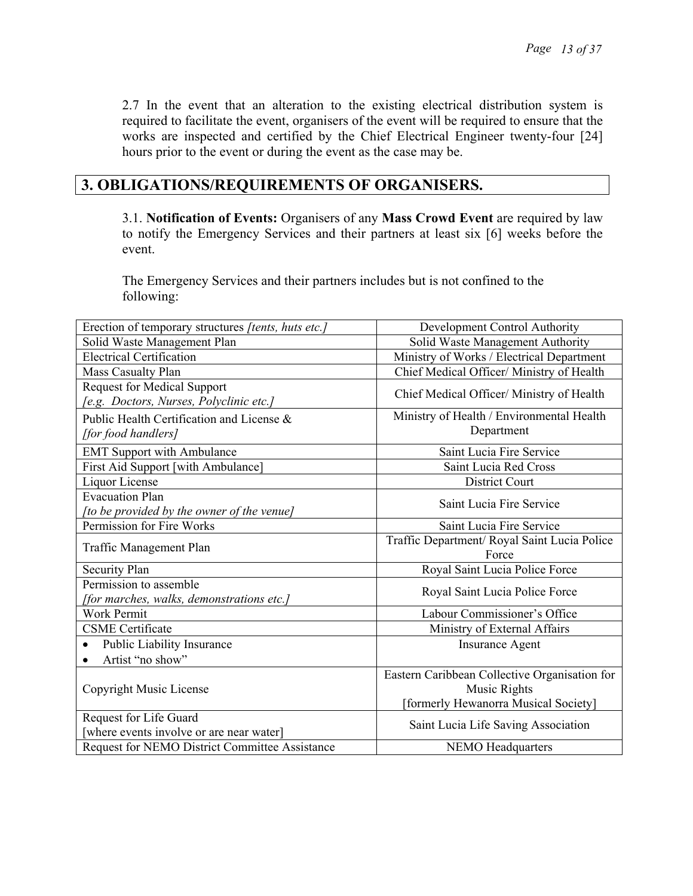2.7 In the event that an alteration to the existing electrical distribution system is required to facilitate the event, organisers of the event will be required to ensure that the works are inspected and certified by the Chief Electrical Engineer twenty-four [24] hours prior to the event or during the event as the case may be.

## 3. OBLIGATIONS/REQUIREMENTS OF ORGANISERS.

3.1. **Notification of Events:** Organisers of any **Mass Crowd Event** are required by law to notify the Emergency Services and their partners at least six [6] weeks before the event.

The Emergency Services and their partners includes but is not confined to the following:

| | |
|---|---|
| Erection of temporary structures *[tents, huts etc.]* | Development Control Authority |
| Solid Waste Management Plan | Solid Waste Management Authority |
| Electrical Certification | Ministry of Works / Electrical Department |
| Mass Casualty Plan | Chief Medical Officer/ Ministry of Health |
| Request for Medical Support *[e.g. Doctors, Nurses, Polyclinic etc.]* | Chief Medical Officer/ Ministry of Health |
| Public Health Certification and License & *[for food handlers]* | Ministry of Health / Environmental Health Department |
| EMT Support with Ambulance | Saint Lucia Fire Service |
| First Aid Support [with Ambulance] | Saint Lucia Red Cross |
| Liquor License | District Court |
| Evacuation Plan *[to be provided by the owner of the venue]* | Saint Lucia Fire Service |
| Permission for Fire Works | Saint Lucia Fire Service |
| Traffic Management Plan | Traffic Department/ Royal Saint Lucia Police Force |
| Security Plan | Royal Saint Lucia Police Force |
| Permission to assemble *[for marches, walks, demonstrations etc.]* | Royal Saint Lucia Police Force |
| Work Permit | Labour Commissioner's Office |
| CSME Certificate | Ministry of External Affairs |
| • Public Liability Insurance<br>• Artist "no show" | Insurance Agent |
| Copyright Music License | Eastern Caribbean Collective Organisation for Music Rights [formerly Hewanorra Musical Society] |
| Request for Life Guard [where events involve or are near water] | Saint Lucia Life Saving Association |
| Request for NEMO District Committee Assistance | NEMO Headquarters |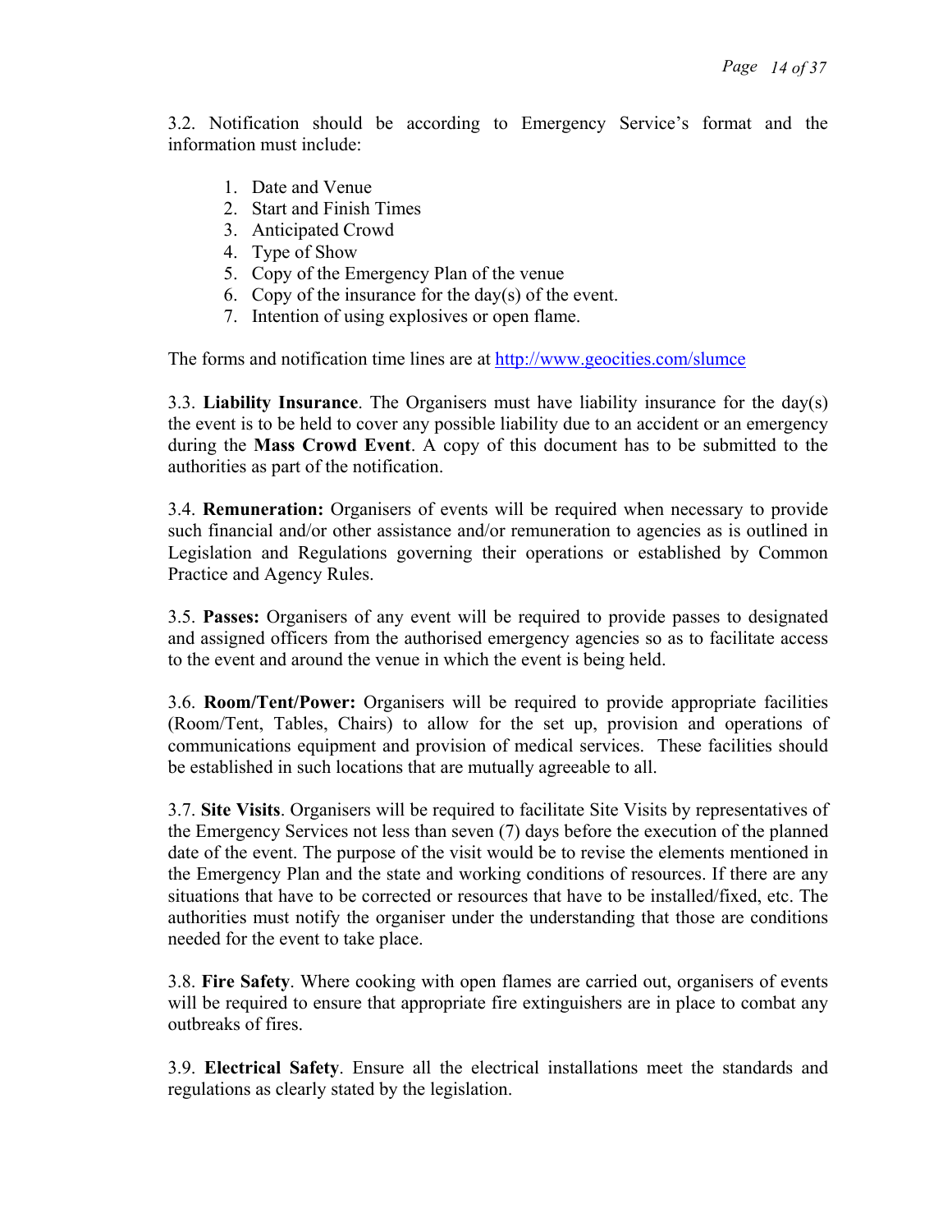3.2. Notification should be according to Emergency Service's format and the information must include:

1. Date and Venue
2. Start and Finish Times
3. Anticipated Crowd
4. Type of Show
5. Copy of the Emergency Plan of the venue
6. Copy of the insurance for the day(s) of the event.
7. Intention of using explosives or open flame.

The forms and notification time lines are at [http://www.geocities.com/slumce](http://www.geocities.com/slumce)

3.3. **Liability Insurance**. The Organisers must have liability insurance for the day(s) the event is to be held to cover any possible liability due to an accident or an emergency during the **Mass Crowd Event**. A copy of this document has to be submitted to the authorities as part of the notification.

3.4. **Remuneration:** Organisers of events will be required when necessary to provide such financial and/or other assistance and/or remuneration to agencies as is outlined in Legislation and Regulations governing their operations or established by Common Practice and Agency Rules.

3.5. **Passes:** Organisers of any event will be required to provide passes to designated and assigned officers from the authorised emergency agencies so as to facilitate access to the event and around the venue in which the event is being held.

3.6. **Room/Tent/Power:** Organisers will be required to provide appropriate facilities (Room/Tent, Tables, Chairs) to allow for the set up, provision and operations of communications equipment and provision of medical services. These facilities should be established in such locations that are mutually agreeable to all.

3.7. **Site Visits**. Organisers will be required to facilitate Site Visits by representatives of the Emergency Services not less than seven (7) days before the execution of the planned date of the event. The purpose of the visit would be to revise the elements mentioned in the Emergency Plan and the state and working conditions of resources. If there are any situations that have to be corrected or resources that have to be installed/fixed, etc. The authorities must notify the organiser under the understanding that those are conditions needed for the event to take place.

3.8. **Fire Safety**. Where cooking with open flames are carried out, organisers of events will be required to ensure that appropriate fire extinguishers are in place to combat any outbreaks of fires.

3.9. **Electrical Safety**. Ensure all the electrical installations meet the standards and regulations as clearly stated by the legislation.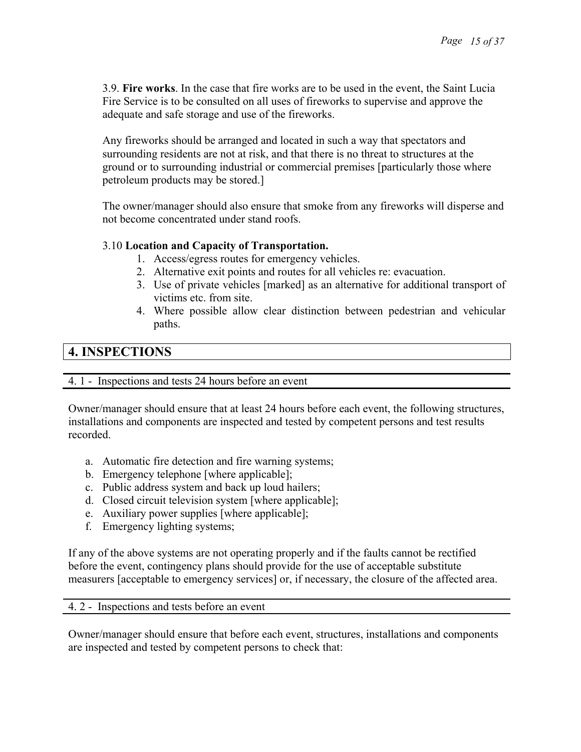3.9. **Fire works**. In the case that fire works are to be used in the event, the Saint Lucia Fire Service is to be consulted on all uses of fireworks to supervise and approve the adequate and safe storage and use of the fireworks.

Any fireworks should be arranged and located in such a way that spectators and surrounding residents are not at risk, and that there is no threat to structures at the ground or to surrounding industrial or commercial premises [particularly those where petroleum products may be stored.]

The owner/manager should also ensure that smoke from any fireworks will disperse and not become concentrated under stand roofs.

3.10 **Location and Capacity of Transportation.**

1. Access/egress routes for emergency vehicles.
2. Alternative exit points and routes for all vehicles re: evacuation.
3. Use of private vehicles [marked] as an alternative for additional transport of victims etc. from site.
4. Where possible allow clear distinction between pedestrian and vehicular paths.

# 4. INSPECTIONS

## 4. 1 - Inspections and tests 24 hours before an event

Owner/manager should ensure that at least 24 hours before each event, the following structures, installations and components are inspected and tested by competent persons and test results recorded.

a. Automatic fire detection and fire warning systems;
b. Emergency telephone [where applicable];
c. Public address system and back up loud hailers;
d. Closed circuit television system [where applicable];
e. Auxiliary power supplies [where applicable];
f. Emergency lighting systems;

If any of the above systems are not operating properly and if the faults cannot be rectified before the event, contingency plans should provide for the use of acceptable substitute measurers [acceptable to emergency services] or, if necessary, the closure of the affected area.

## 4. 2 - Inspections and tests before an event

Owner/manager should ensure that before each event, structures, installations and components are inspected and tested by competent persons to check that: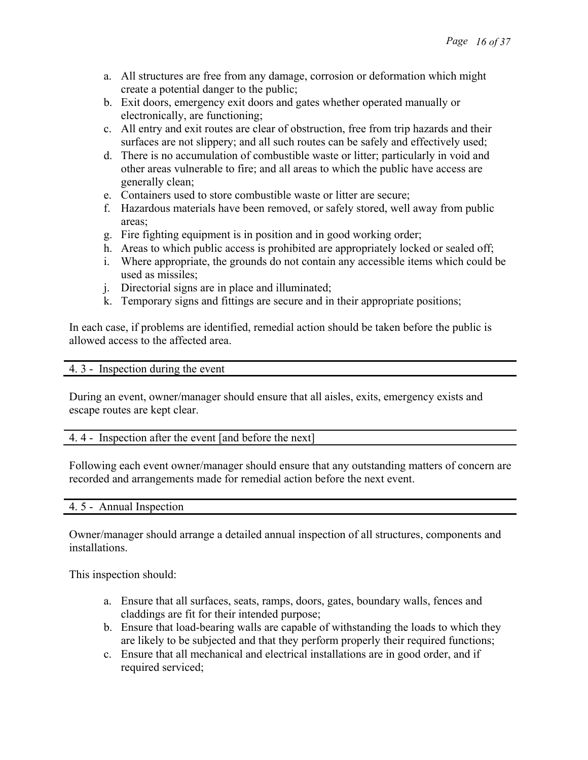a. All structures are free from any damage, corrosion or deformation which might create a potential danger to the public;
b. Exit doors, emergency exit doors and gates whether operated manually or electronically, are functioning;
c. All entry and exit routes are clear of obstruction, free from trip hazards and their surfaces are not slippery; and all such routes can be safely and effectively used;
d. There is no accumulation of combustible waste or litter; particularly in void and other areas vulnerable to fire; and all areas to which the public have access are generally clean;
e. Containers used to store combustible waste or litter are secure;
f. Hazardous materials have been removed, or safely stored, well away from public areas;
g. Fire fighting equipment is in position and in good working order;
h. Areas to which public access is prohibited are appropriately locked or sealed off;
i. Where appropriate, the grounds do not contain any accessible items which could be used as missiles;
j. Directorial signs are in place and illuminated;
k. Temporary signs and fittings are secure and in their appropriate positions;

In each case, if problems are identified, remedial action should be taken before the public is allowed access to the affected area.

## 4. 3 - Inspection during the event

During an event, owner/manager should ensure that all aisles, exits, emergency exists and escape routes are kept clear.

## 4. 4 - Inspection after the event [and before the next]

Following each event owner/manager should ensure that any outstanding matters of concern are recorded and arrangements made for remedial action before the next event.

## 4. 5 - Annual Inspection

Owner/manager should arrange a detailed annual inspection of all structures, components and installations.

This inspection should:

a. Ensure that all surfaces, seats, ramps, doors, gates, boundary walls, fences and claddings are fit for their intended purpose;
b. Ensure that load-bearing walls are capable of withstanding the loads to which they are likely to be subjected and that they perform properly their required functions;
c. Ensure that all mechanical and electrical installations are in good order, and if required serviced;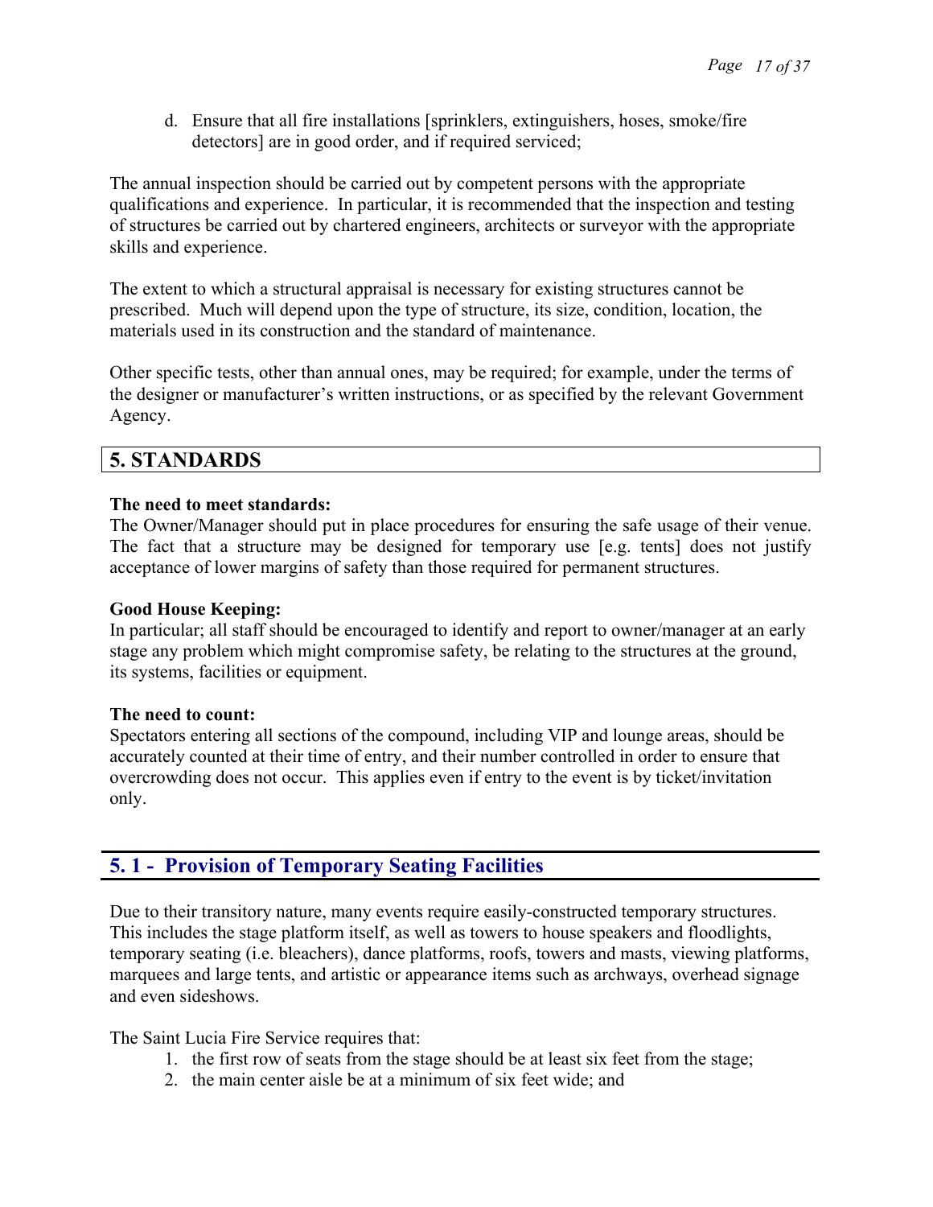d. Ensure that all fire installations [sprinklers, extinguishers, hoses, smoke/fire detectors] are in good order, and if required serviced;

The annual inspection should be carried out by competent persons with the appropriate qualifications and experience. In particular, it is recommended that the inspection and testing of structures be carried out by chartered engineers, architects or surveyor with the appropriate skills and experience.

The extent to which a structural appraisal is necessary for existing structures cannot be prescribed. Much will depend upon the type of structure, its size, condition, location, the materials used in its construction and the standard of maintenance.

Other specific tests, other than annual ones, may be required; for example, under the terms of the designer or manufacturer's written instructions, or as specified by the relevant Government Agency.

# 5. STANDARDS

**The need to meet standards:**
The Owner/Manager should put in place procedures for ensuring the safe usage of their venue. The fact that a structure may be designed for temporary use [e.g. tents] does not justify acceptance of lower margins of safety than those required for permanent structures.

**Good House Keeping:**
In particular; all staff should be encouraged to identify and report to owner/manager at an early stage any problem which might compromise safety, be relating to the structures at the ground, its systems, facilities or equipment.

**The need to count:**
Spectators entering all sections of the compound, including VIP and lounge areas, should be accurately counted at their time of entry, and their number controlled in order to ensure that overcrowding does not occur. This applies even if entry to the event is by ticket/invitation only.

## 5. 1 - Provision of Temporary Seating Facilities

Due to their transitory nature, many events require easily-constructed temporary structures. This includes the stage platform itself, as well as towers to house speakers and floodlights, temporary seating (i.e. bleachers), dance platforms, roofs, towers and masts, viewing platforms, marquees and large tents, and artistic or appearance items such as archways, overhead signage and even sideshows.

The Saint Lucia Fire Service requires that:

1. the first row of seats from the stage should be at least six feet from the stage;
2. the main center aisle be at a minimum of six feet wide; and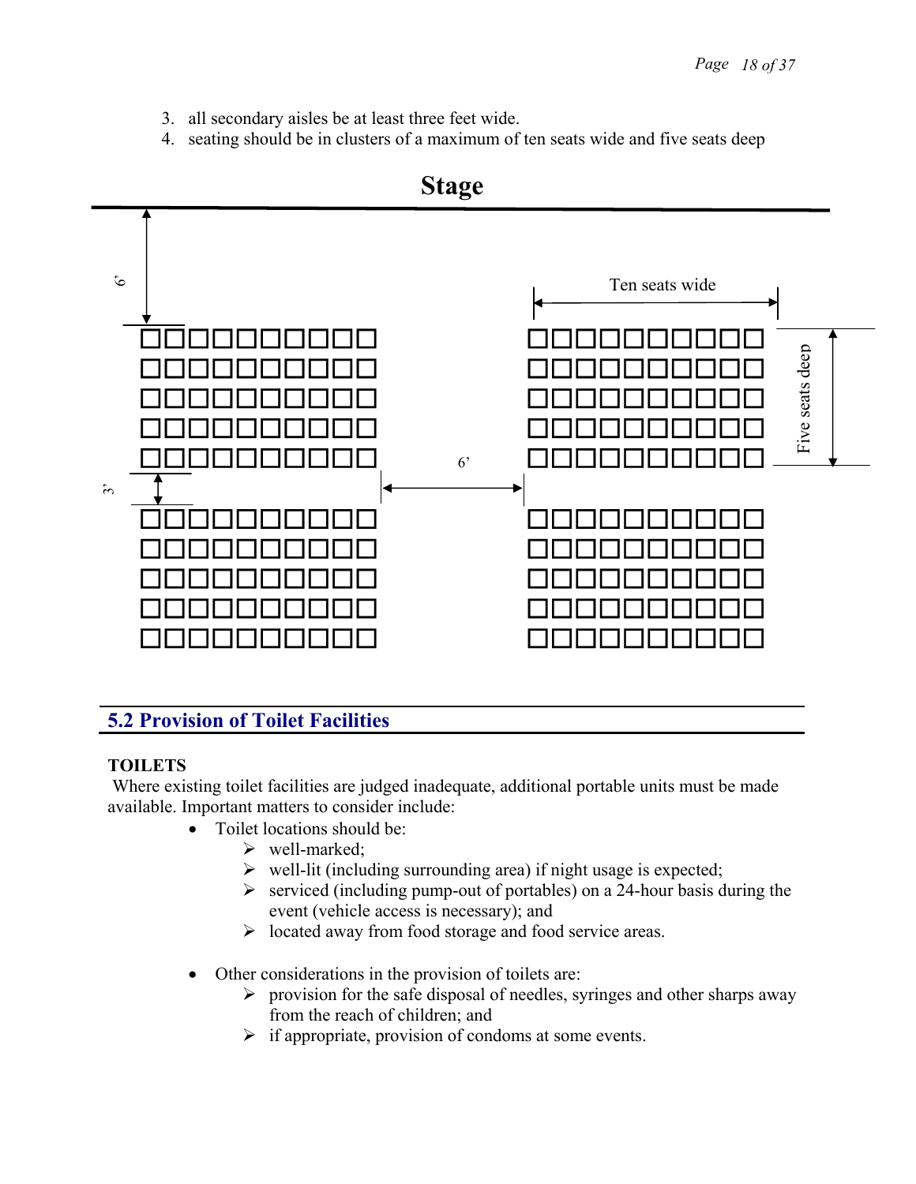3. all secondary aisles be at least three feet wide.
4. seating should be in clusters of a maximum of ten seats wide and five seats deep

Stage

6'

Ten seats wide

Five seats deep

6'

3'

## 5.2 Provision of Toilet Facilities

**TOILETS**

Where existing toilet facilities are judged inadequate, additional portable units must be made available. Important matters to consider include:

- Toilet locations should be:
  - well-marked;
  - well-lit (including surrounding area) if night usage is expected;
  - serviced (including pump-out of portables) on a 24-hour basis during the event (vehicle access is necessary); and
  - located away from food storage and food service areas.

- Other considerations in the provision of toilets are:
  - provision for the safe disposal of needles, syringes and other sharps away from the reach of children; and
  - if appropriate, provision of condoms at some events.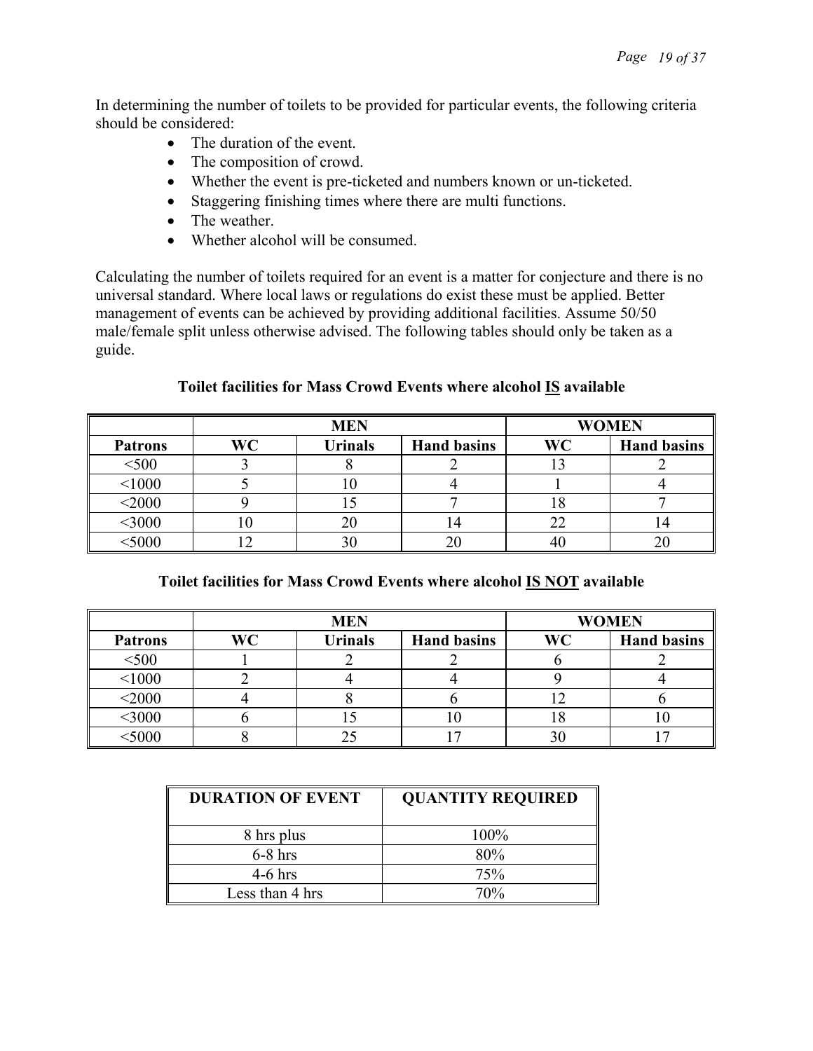In determining the number of toilets to be provided for particular events, the following criteria should be considered:

- The duration of the event.
- The composition of crowd.
- Whether the event is pre-ticketed and numbers known or un-ticketed.
- Staggering finishing times where there are multi functions.
- The weather.
- Whether alcohol will be consumed.

Calculating the number of toilets required for an event is a matter for conjecture and there is no universal standard. Where local laws or regulations do exist these must be applied. Better management of events can be achieved by providing additional facilities. Assume 50/50 male/female split unless otherwise advised. The following tables should only be taken as a guide.

**Toilet facilities for Mass Crowd Events where alcohol <u>IS</u> available**

| | MEN | | | WOMEN | |
|---|---|---|---|---|---|
| **Patrons** | **WC** | **Urinals** | **Hand basins** | **WC** | **Hand basins** |
| <500 | 3 | 8 | 2 | 13 | 2 |
| <1000 | 5 | 10 | 4 | 1 | 4 |
| <2000 | 9 | 15 | 7 | 18 | 7 |
| <3000 | 10 | 20 | 14 | 22 | 14 |
| <5000 | 12 | 30 | 20 | 40 | 20 |

**Toilet facilities for Mass Crowd Events where alcohol <u>IS NOT</u> available**

| | MEN | | | WOMEN | |
|---|---|---|---|---|---|
| **Patrons** | **WC** | **Urinals** | **Hand basins** | **WC** | **Hand basins** |
| <500 | 1 | 2 | 2 | 6 | 2 |
| <1000 | 2 | 4 | 4 | 9 | 4 |
| <2000 | 4 | 8 | 6 | 12 | 6 |
| <3000 | 6 | 15 | 10 | 18 | 10 |
| <5000 | 8 | 25 | 17 | 30 | 17 |

| DURATION OF EVENT | QUANTITY REQUIRED |
|---|---|
| 8 hrs plus | 100% |
| 6-8 hrs | 80% |
| 4-6 hrs | 75% |
| Less than 4 hrs | 70% |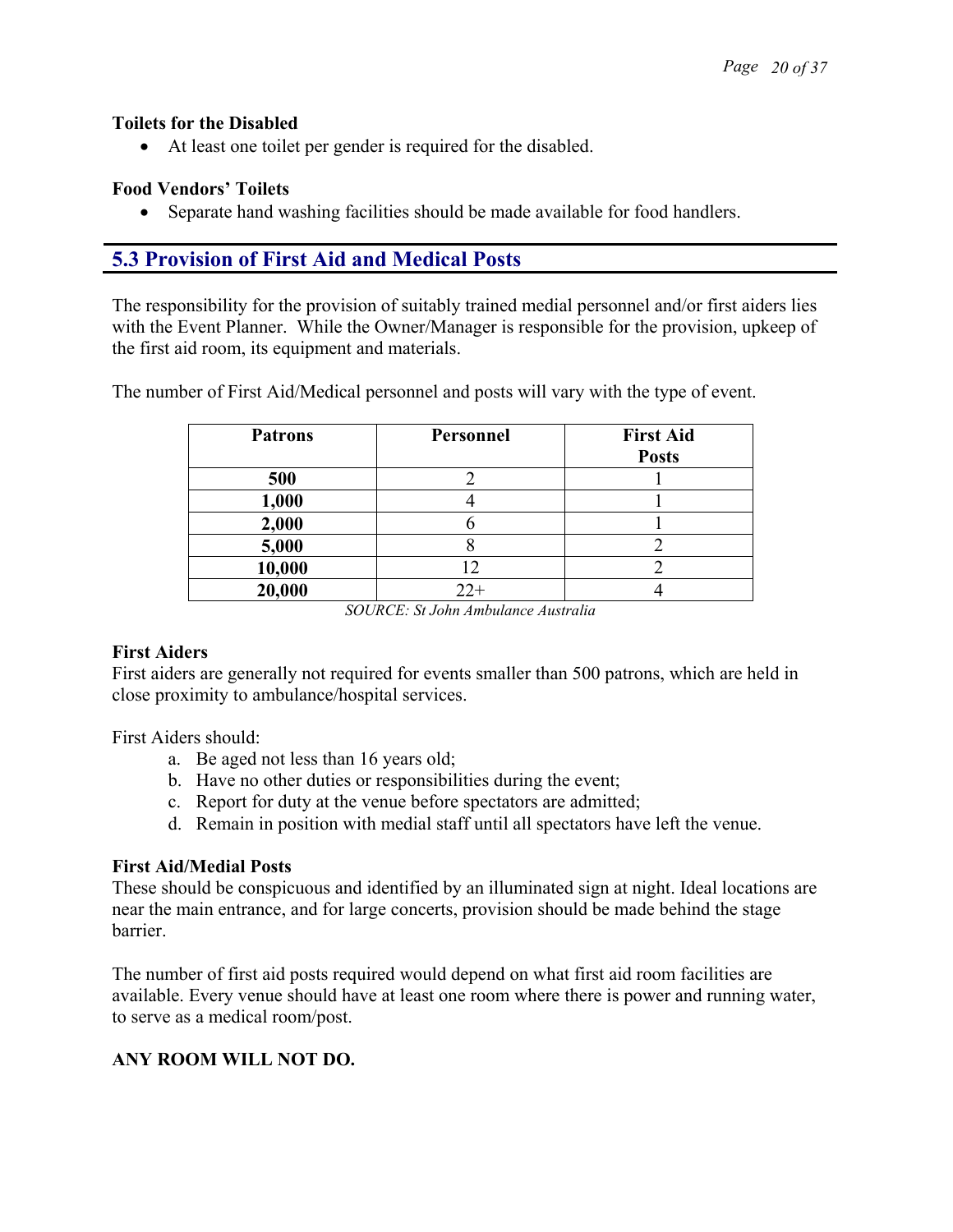**Toilets for the Disabled**

- At least one toilet per gender is required for the disabled.

**Food Vendors' Toilets**

- Separate hand washing facilities should be made available for food handlers.

## 5.3 Provision of First Aid and Medical Posts

The responsibility for the provision of suitably trained medial personnel and/or first aiders lies with the Event Planner. While the Owner/Manager is responsible for the provision, upkeep of the first aid room, its equipment and materials.

The number of First Aid/Medical personnel and posts will vary with the type of event.

| Patrons | Personnel | First Aid Posts |
|---|---|---|
| **500** | 2 | 1 |
| **1,000** | 4 | 1 |
| **2,000** | 6 | 1 |
| **5,000** | 8 | 2 |
| **10,000** | 12 | 2 |
| **20,000** | 22+ | 4 |

*SOURCE: St John Ambulance Australia*

**First Aiders**

First aiders are generally not required for events smaller than 500 patrons, which are held in close proximity to ambulance/hospital services.

First Aiders should:

a. Be aged not less than 16 years old;
b. Have no other duties or responsibilities during the event;
c. Report for duty at the venue before spectators are admitted;
d. Remain in position with medial staff until all spectators have left the venue.

**First Aid/Medial Posts**

These should be conspicuous and identified by an illuminated sign at night. Ideal locations are near the main entrance, and for large concerts, provision should be made behind the stage barrier.

The number of first aid posts required would depend on what first aid room facilities are available. Every venue should have at least one room where there is power and running water, to serve as a medical room/post.

**ANY ROOM WILL NOT DO.**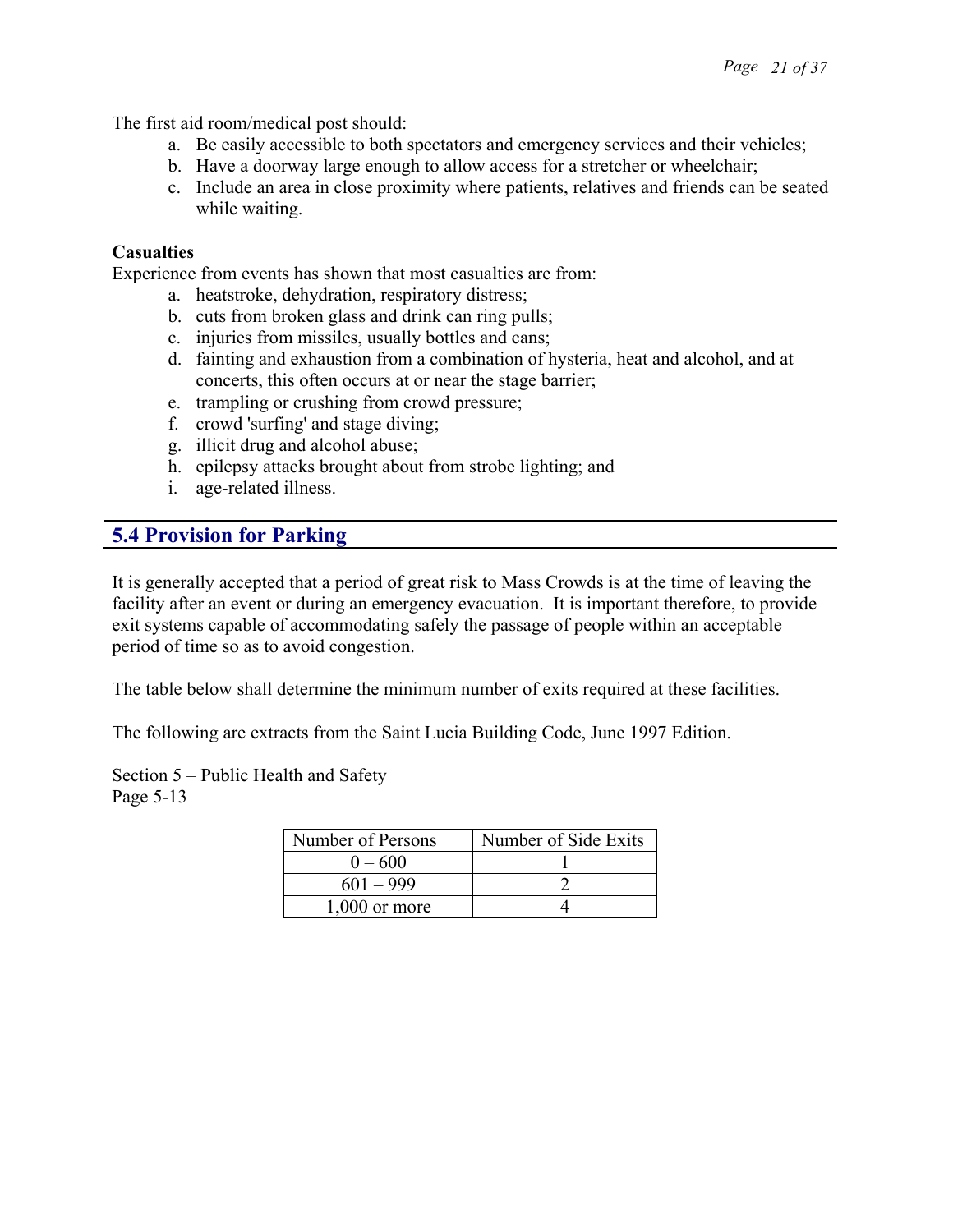The first aid room/medical post should:

a. Be easily accessible to both spectators and emergency services and their vehicles;
b. Have a doorway large enough to allow access for a stretcher or wheelchair;
c. Include an area in close proximity where patients, relatives and friends can be seated while waiting.

**Casualties**

Experience from events has shown that most casualties are from:

a. heatstroke, dehydration, respiratory distress;
b. cuts from broken glass and drink can ring pulls;
c. injuries from missiles, usually bottles and cans;
d. fainting and exhaustion from a combination of hysteria, heat and alcohol, and at concerts, this often occurs at or near the stage barrier;
e. trampling or crushing from crowd pressure;
f. crowd 'surfing' and stage diving;
g. illicit drug and alcohol abuse;
h. epilepsy attacks brought about from strobe lighting; and
i. age-related illness.

## 5.4 Provision for Parking

It is generally accepted that a period of great risk to Mass Crowds is at the time of leaving the facility after an event or during an emergency evacuation. It is important therefore, to provide exit systems capable of accommodating safely the passage of people within an acceptable period of time so as to avoid congestion.

The table below shall determine the minimum number of exits required at these facilities.

The following are extracts from the Saint Lucia Building Code, June 1997 Edition.

Section 5 – Public Health and Safety
Page 5-13

| Number of Persons | Number of Side Exits |
|---|---|
| 0 – 600 | 1 |
| 601 – 999 | 2 |
| 1,000 or more | 4 |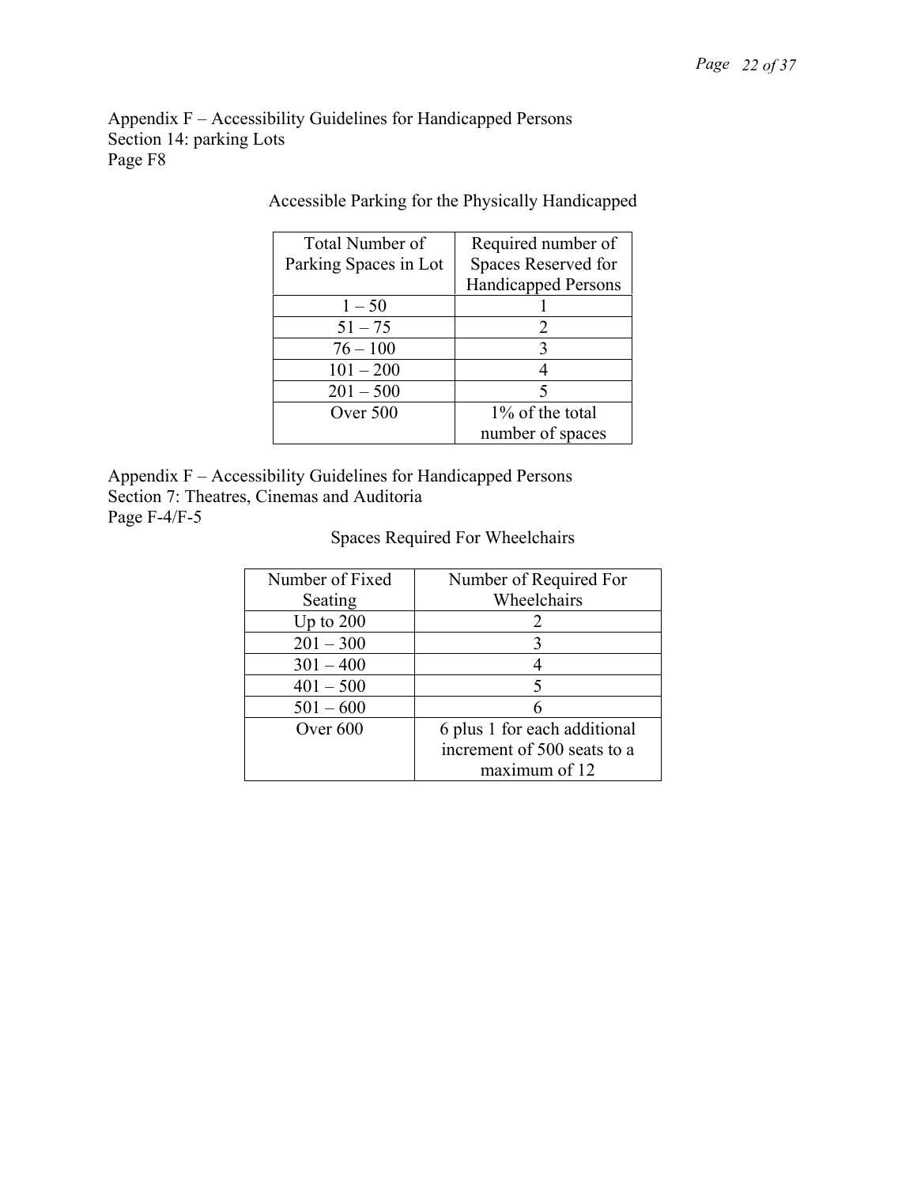Appendix F – Accessibility Guidelines for Handicapped Persons
Section 14: parking Lots
Page F8

Accessible Parking for the Physically Handicapped

| Total Number of Parking Spaces in Lot | Required number of Spaces Reserved for Handicapped Persons |
|---|---|
| 1 – 50 | 1 |
| 51 – 75 | 2 |
| 76 – 100 | 3 |
| 101 – 200 | 4 |
| 201 – 500 | 5 |
| Over 500 | 1% of the total number of spaces |

Appendix F – Accessibility Guidelines for Handicapped Persons
Section 7: Theatres, Cinemas and Auditoria
Page F-4/F-5

Spaces Required For Wheelchairs

| Number of Fixed Seating | Number of Required For Wheelchairs |
|---|---|
| Up to 200 | 2 |
| 201 – 300 | 3 |
| 301 – 400 | 4 |
| 401 – 500 | 5 |
| 501 – 600 | 6 |
| Over 600 | 6 plus 1 for each additional increment of 500 seats to a maximum of 12 |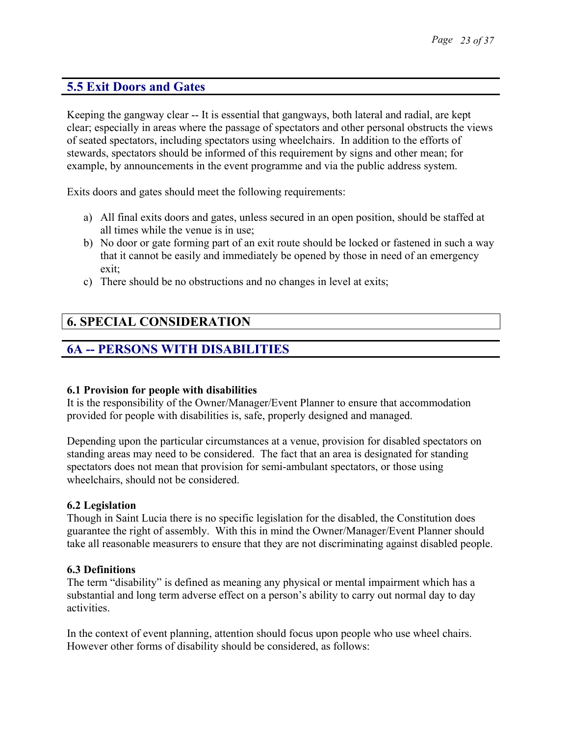## 5.5 Exit Doors and Gates

Keeping the gangway clear -- It is essential that gangways, both lateral and radial, are kept clear; especially in areas where the passage of spectators and other personal obstructs the views of seated spectators, including spectators using wheelchairs. In addition to the efforts of stewards, spectators should be informed of this requirement by signs and other mean; for example, by announcements in the event programme and via the public address system.

Exits doors and gates should meet the following requirements:

a) All final exits doors and gates, unless secured in an open position, should be staffed at all times while the venue is in use;
b) No door or gate forming part of an exit route should be locked or fastened in such a way that it cannot be easily and immediately be opened by those in need of an emergency exit;
c) There should be no obstructions and no changes in level at exits;

# 6. SPECIAL CONSIDERATION

## 6A -- PERSONS WITH DISABILITIES

**6.1 Provision for people with disabilities**
It is the responsibility of the Owner/Manager/Event Planner to ensure that accommodation provided for people with disabilities is, safe, properly designed and managed.

Depending upon the particular circumstances at a venue, provision for disabled spectators on standing areas may need to be considered. The fact that an area is designated for standing spectators does not mean that provision for semi-ambulant spectators, or those using wheelchairs, should not be considered.

**6.2 Legislation**
Though in Saint Lucia there is no specific legislation for the disabled, the Constitution does guarantee the right of assembly. With this in mind the Owner/Manager/Event Planner should take all reasonable measurers to ensure that they are not discriminating against disabled people.

**6.3 Definitions**
The term "disability" is defined as meaning any physical or mental impairment which has a substantial and long term adverse effect on a person's ability to carry out normal day to day activities.

In the context of event planning, attention should focus upon people who use wheel chairs. However other forms of disability should be considered, as follows: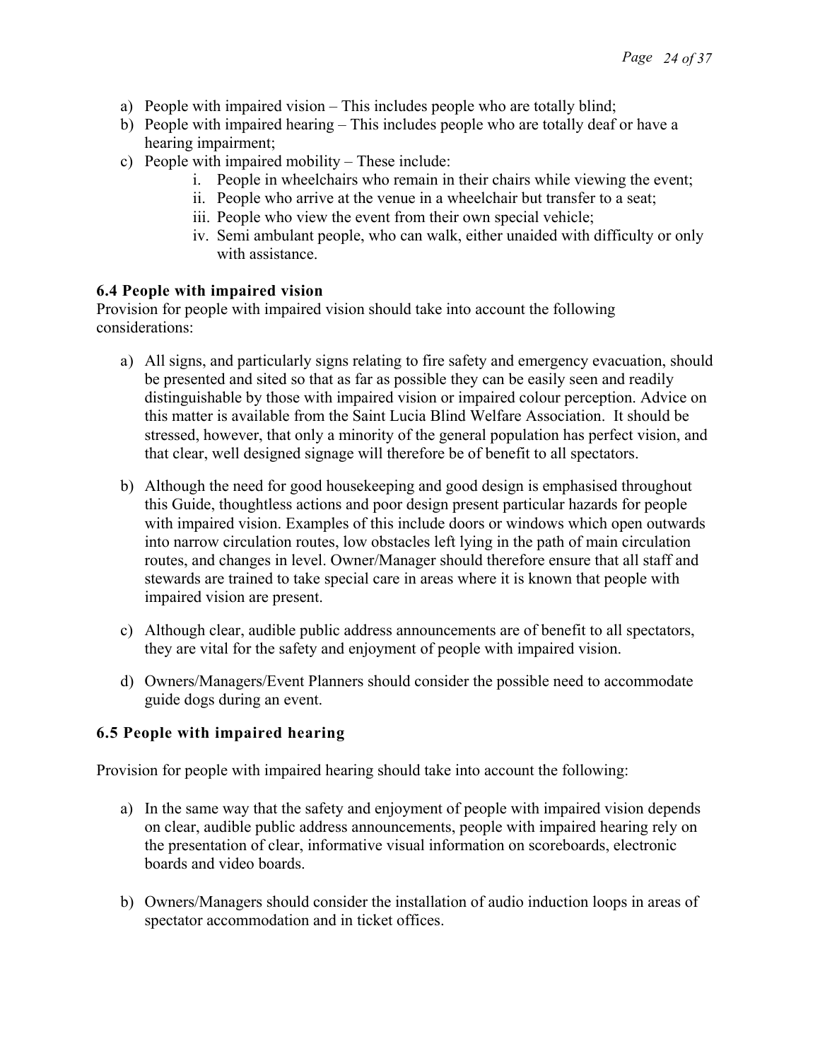a) People with impaired vision – This includes people who are totally blind;
b) People with impaired hearing – This includes people who are totally deaf or have a hearing impairment;
c) People with impaired mobility – These include:
    i. People in wheelchairs who remain in their chairs while viewing the event;
    ii. People who arrive at the venue in a wheelchair but transfer to a seat;
    iii. People who view the event from their own special vehicle;
    iv. Semi ambulant people, who can walk, either unaided with difficulty or only with assistance.

### 6.4 People with impaired vision

Provision for people with impaired vision should take into account the following considerations:

a) All signs, and particularly signs relating to fire safety and emergency evacuation, should be presented and sited so that as far as possible they can be easily seen and readily distinguishable by those with impaired vision or impaired colour perception. Advice on this matter is available from the Saint Lucia Blind Welfare Association. It should be stressed, however, that only a minority of the general population has perfect vision, and that clear, well designed signage will therefore be of benefit to all spectators.

b) Although the need for good housekeeping and good design is emphasised throughout this Guide, thoughtless actions and poor design present particular hazards for people with impaired vision. Examples of this include doors or windows which open outwards into narrow circulation routes, low obstacles left lying in the path of main circulation routes, and changes in level. Owner/Manager should therefore ensure that all staff and stewards are trained to take special care in areas where it is known that people with impaired vision are present.

c) Although clear, audible public address announcements are of benefit to all spectators, they are vital for the safety and enjoyment of people with impaired vision.

d) Owners/Managers/Event Planners should consider the possible need to accommodate guide dogs during an event.

### 6.5 People with impaired hearing

Provision for people with impaired hearing should take into account the following:

a) In the same way that the safety and enjoyment of people with impaired vision depends on clear, audible public address announcements, people with impaired hearing rely on the presentation of clear, informative visual information on scoreboards, electronic boards and video boards.

b) Owners/Managers should consider the installation of audio induction loops in areas of spectator accommodation and in ticket offices.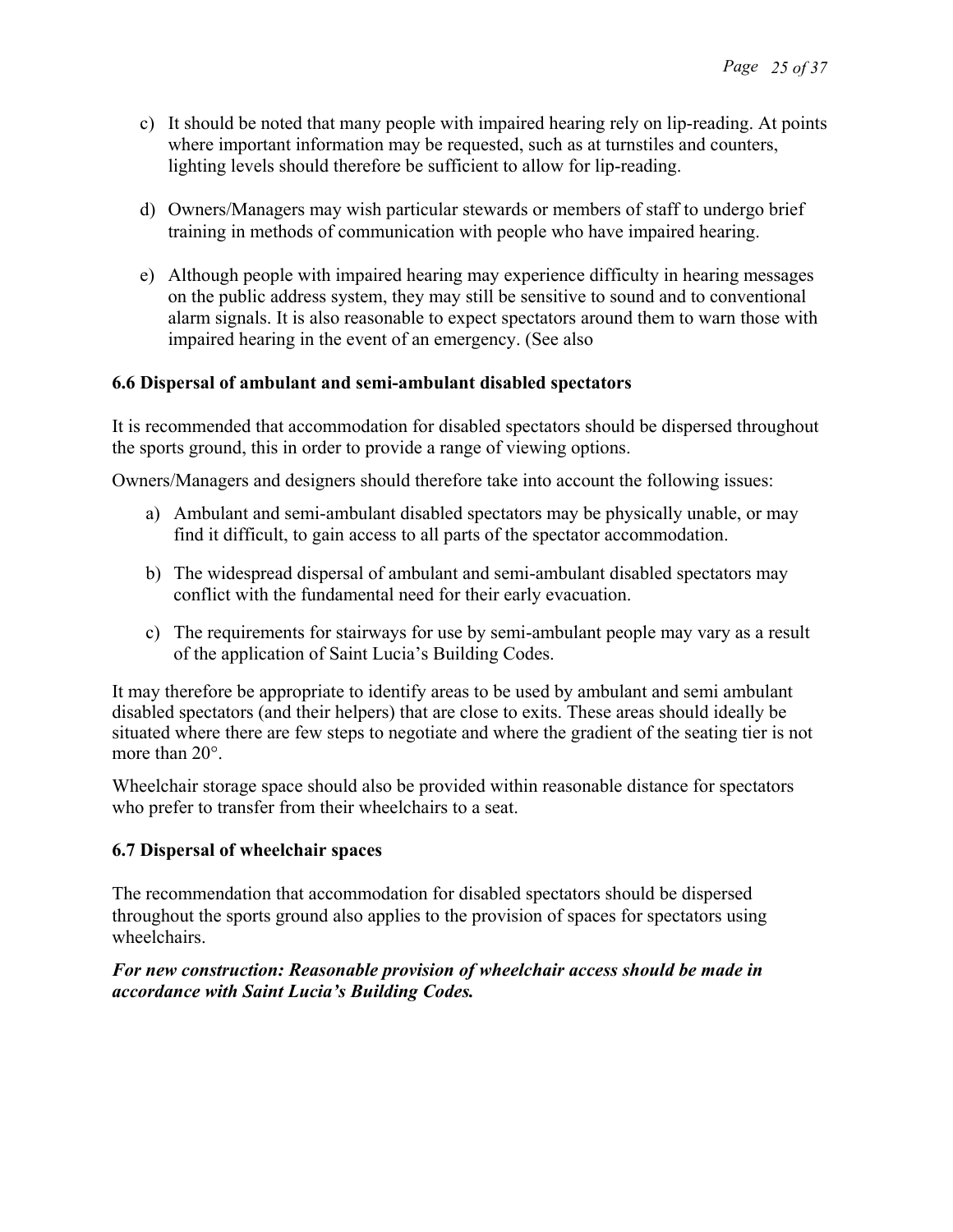c) It should be noted that many people with impaired hearing rely on lip-reading. At points where important information may be requested, such as at turnstiles and counters, lighting levels should therefore be sufficient to allow for lip-reading.

d) Owners/Managers may wish particular stewards or members of staff to undergo brief training in methods of communication with people who have impaired hearing.

e) Although people with impaired hearing may experience difficulty in hearing messages on the public address system, they may still be sensitive to sound and to conventional alarm signals. It is also reasonable to expect spectators around them to warn those with impaired hearing in the event of an emergency. (See also

### 6.6 Dispersal of ambulant and semi-ambulant disabled spectators

It is recommended that accommodation for disabled spectators should be dispersed throughout the sports ground, this in order to provide a range of viewing options.

Owners/Managers and designers should therefore take into account the following issues:

a) Ambulant and semi-ambulant disabled spectators may be physically unable, or may find it difficult, to gain access to all parts of the spectator accommodation.

b) The widespread dispersal of ambulant and semi-ambulant disabled spectators may conflict with the fundamental need for their early evacuation.

c) The requirements for stairways for use by semi-ambulant people may vary as a result of the application of Saint Lucia's Building Codes.

It may therefore be appropriate to identify areas to be used by ambulant and semi ambulant disabled spectators (and their helpers) that are close to exits. These areas should ideally be situated where there are few steps to negotiate and where the gradient of the seating tier is not more than 20°.

Wheelchair storage space should also be provided within reasonable distance for spectators who prefer to transfer from their wheelchairs to a seat.

### 6.7 Dispersal of wheelchair spaces

The recommendation that accommodation for disabled spectators should be dispersed throughout the sports ground also applies to the provision of spaces for spectators using wheelchairs.

***For new construction: Reasonable provision of wheelchair access should be made in accordance with Saint Lucia's Building Codes.***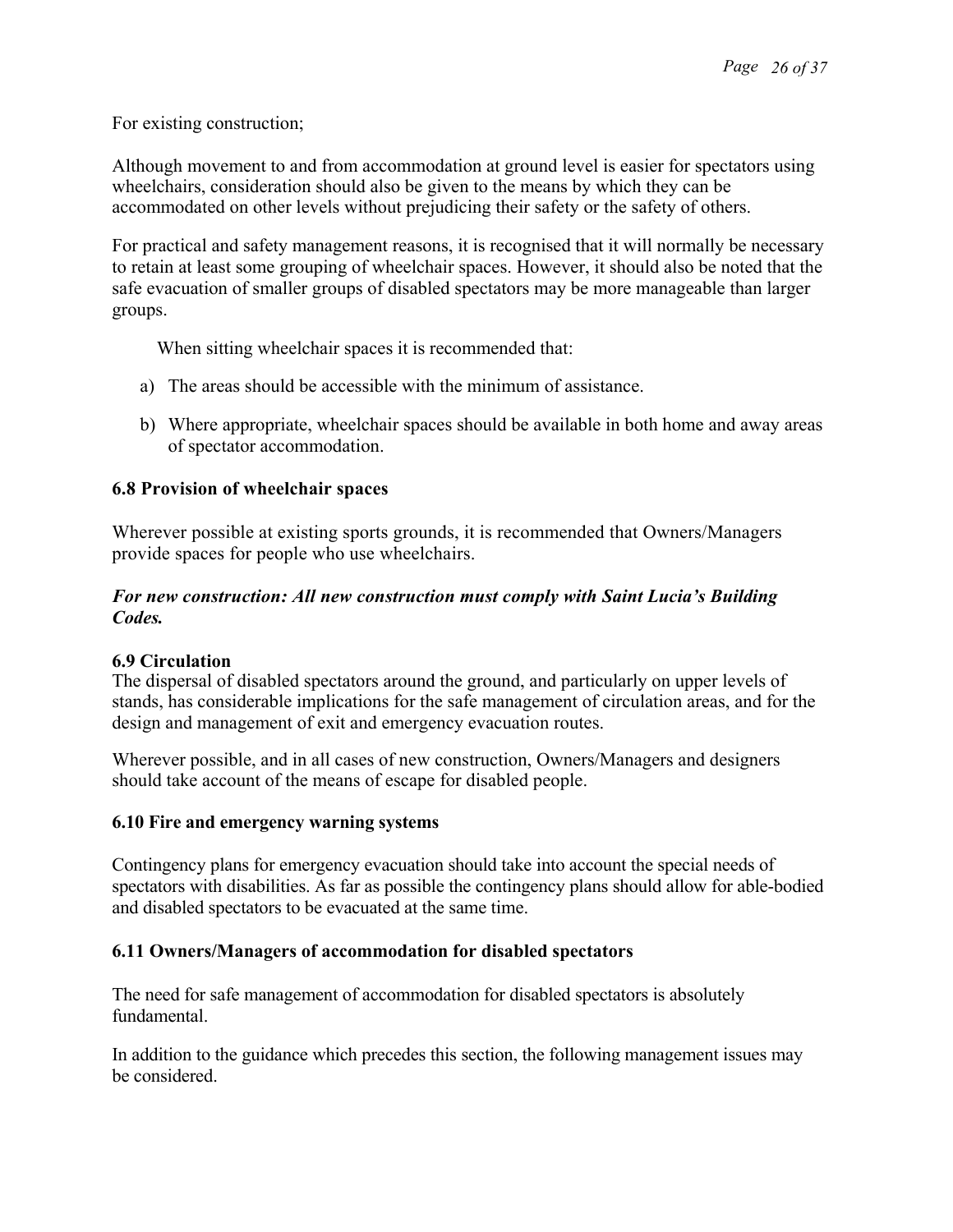For existing construction;

Although movement to and from accommodation at ground level is easier for spectators using wheelchairs, consideration should also be given to the means by which they can be accommodated on other levels without prejudicing their safety or the safety of others.

For practical and safety management reasons, it is recognised that it will normally be necessary to retain at least some grouping of wheelchair spaces. However, it should also be noted that the safe evacuation of smaller groups of disabled spectators may be more manageable than larger groups.

When sitting wheelchair spaces it is recommended that:

a) The areas should be accessible with the minimum of assistance.

b) Where appropriate, wheelchair spaces should be available in both home and away areas of spectator accommodation.

### 6.8 Provision of wheelchair spaces

Wherever possible at existing sports grounds, it is recommended that Owners/Managers provide spaces for people who use wheelchairs.

***For new construction: All new construction must comply with Saint Lucia's Building Codes.***

### 6.9 Circulation

The dispersal of disabled spectators around the ground, and particularly on upper levels of stands, has considerable implications for the safe management of circulation areas, and for the design and management of exit and emergency evacuation routes.

Wherever possible, and in all cases of new construction, Owners/Managers and designers should take account of the means of escape for disabled people.

### 6.10 Fire and emergency warning systems

Contingency plans for emergency evacuation should take into account the special needs of spectators with disabilities. As far as possible the contingency plans should allow for able-bodied and disabled spectators to be evacuated at the same time.

### 6.11 Owners/Managers of accommodation for disabled spectators

The need for safe management of accommodation for disabled spectators is absolutely fundamental.

In addition to the guidance which precedes this section, the following management issues may be considered.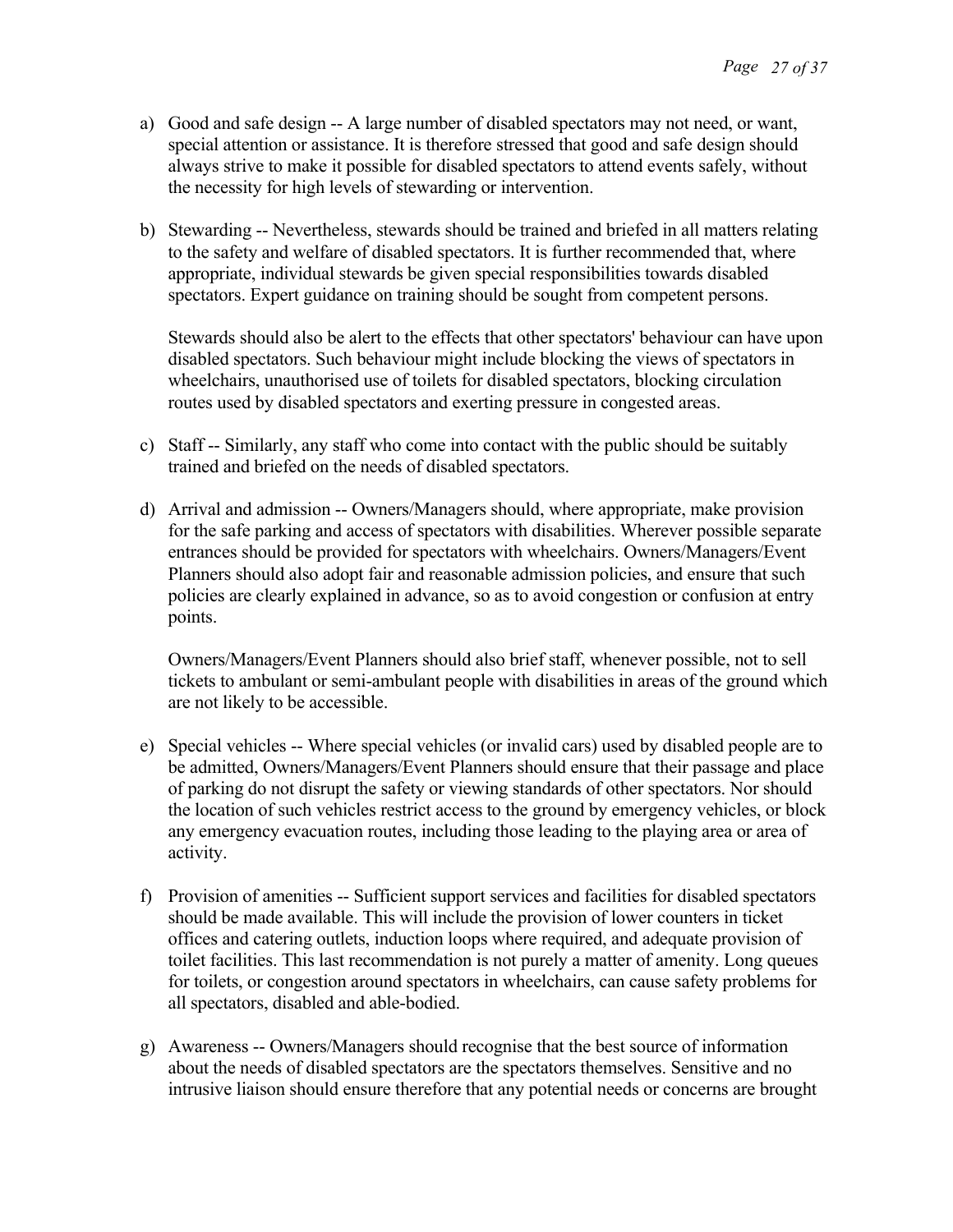a) Good and safe design -- A large number of disabled spectators may not need, or want, special attention or assistance. It is therefore stressed that good and safe design should always strive to make it possible for disabled spectators to attend events safely, without the necessity for high levels of stewarding or intervention.

b) Stewarding -- Nevertheless, stewards should be trained and briefed in all matters relating to the safety and welfare of disabled spectators. It is further recommended that, where appropriate, individual stewards be given special responsibilities towards disabled spectators. Expert guidance on training should be sought from competent persons.

   Stewards should also be alert to the effects that other spectators' behaviour can have upon disabled spectators. Such behaviour might include blocking the views of spectators in wheelchairs, unauthorised use of toilets for disabled spectators, blocking circulation routes used by disabled spectators and exerting pressure in congested areas.

c) Staff -- Similarly, any staff who come into contact with the public should be suitably trained and briefed on the needs of disabled spectators.

d) Arrival and admission -- Owners/Managers should, where appropriate, make provision for the safe parking and access of spectators with disabilities. Wherever possible separate entrances should be provided for spectators with wheelchairs. Owners/Managers/Event Planners should also adopt fair and reasonable admission policies, and ensure that such policies are clearly explained in advance, so as to avoid congestion or confusion at entry points.

   Owners/Managers/Event Planners should also brief staff, whenever possible, not to sell tickets to ambulant or semi-ambulant people with disabilities in areas of the ground which are not likely to be accessible.

e) Special vehicles -- Where special vehicles (or invalid cars) used by disabled people are to be admitted, Owners/Managers/Event Planners should ensure that their passage and place of parking do not disrupt the safety or viewing standards of other spectators. Nor should the location of such vehicles restrict access to the ground by emergency vehicles, or block any emergency evacuation routes, including those leading to the playing area or area of activity.

f) Provision of amenities -- Sufficient support services and facilities for disabled spectators should be made available. This will include the provision of lower counters in ticket offices and catering outlets, induction loops where required, and adequate provision of toilet facilities. This last recommendation is not purely a matter of amenity. Long queues for toilets, or congestion around spectators in wheelchairs, can cause safety problems for all spectators, disabled and able-bodied.

g) Awareness -- Owners/Managers should recognise that the best source of information about the needs of disabled spectators are the spectators themselves. Sensitive and no intrusive liaison should ensure therefore that any potential needs or concerns are brought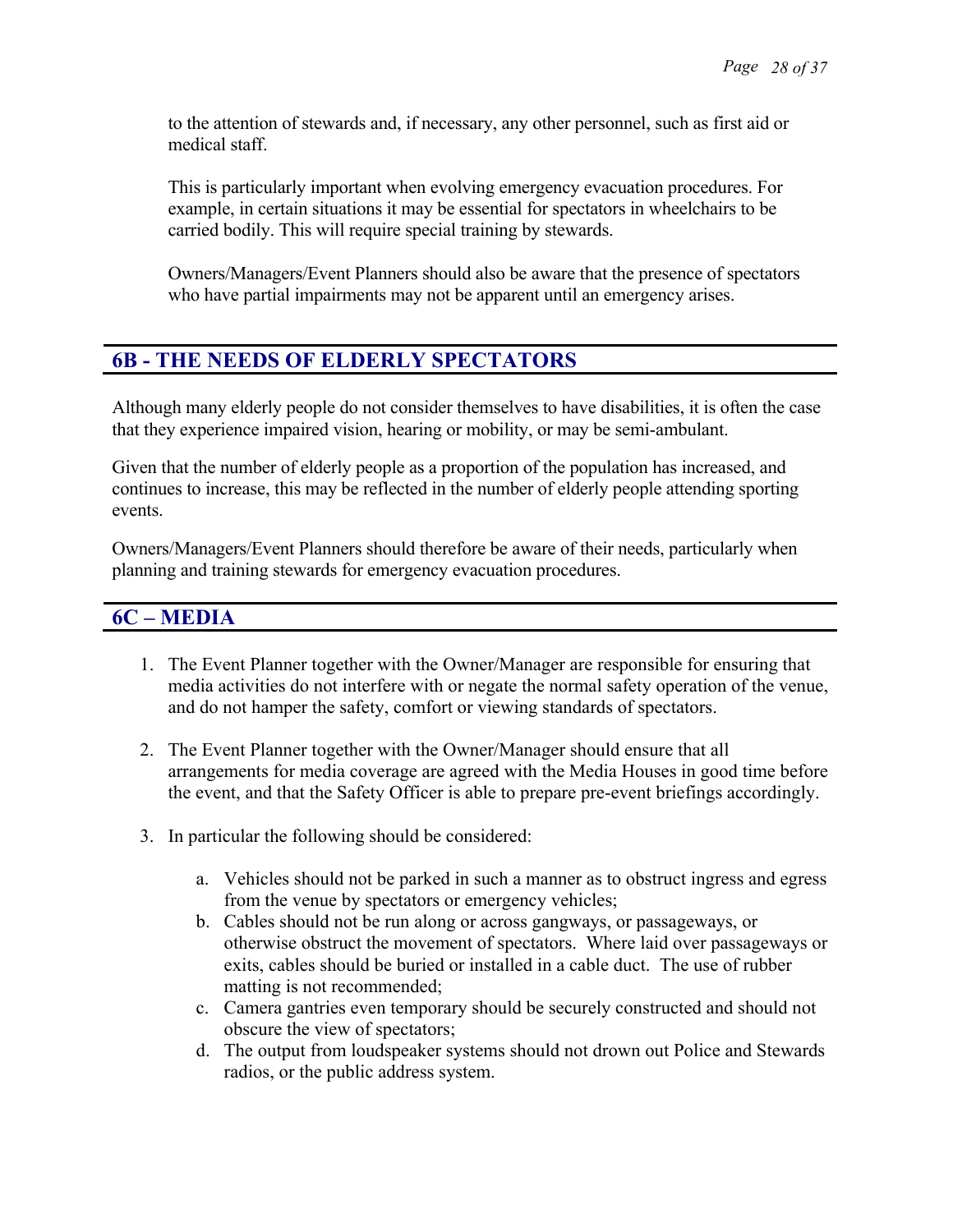to the attention of stewards and, if necessary, any other personnel, such as first aid or medical staff.

This is particularly important when evolving emergency evacuation procedures. For example, in certain situations it may be essential for spectators in wheelchairs to be carried bodily. This will require special training by stewards.

Owners/Managers/Event Planners should also be aware that the presence of spectators who have partial impairments may not be apparent until an emergency arises.

## 6B - THE NEEDS OF ELDERLY SPECTATORS

Although many elderly people do not consider themselves to have disabilities, it is often the case that they experience impaired vision, hearing or mobility, or may be semi-ambulant.

Given that the number of elderly people as a proportion of the population has increased, and continues to increase, this may be reflected in the number of elderly people attending sporting events.

Owners/Managers/Event Planners should therefore be aware of their needs, particularly when planning and training stewards for emergency evacuation procedures.

## 6C – MEDIA

1. The Event Planner together with the Owner/Manager are responsible for ensuring that media activities do not interfere with or negate the normal safety operation of the venue, and do not hamper the safety, comfort or viewing standards of spectators.

2. The Event Planner together with the Owner/Manager should ensure that all arrangements for media coverage are agreed with the Media Houses in good time before the event, and that the Safety Officer is able to prepare pre-event briefings accordingly.

3. In particular the following should be considered:

   a. Vehicles should not be parked in such a manner as to obstruct ingress and egress from the venue by spectators or emergency vehicles;
   b. Cables should not be run along or across gangways, or passageways, or otherwise obstruct the movement of spectators. Where laid over passageways or exits, cables should be buried or installed in a cable duct. The use of rubber matting is not recommended;
   c. Camera gantries even temporary should be securely constructed and should not obscure the view of spectators;
   d. The output from loudspeaker systems should not drown out Police and Stewards radios, or the public address system.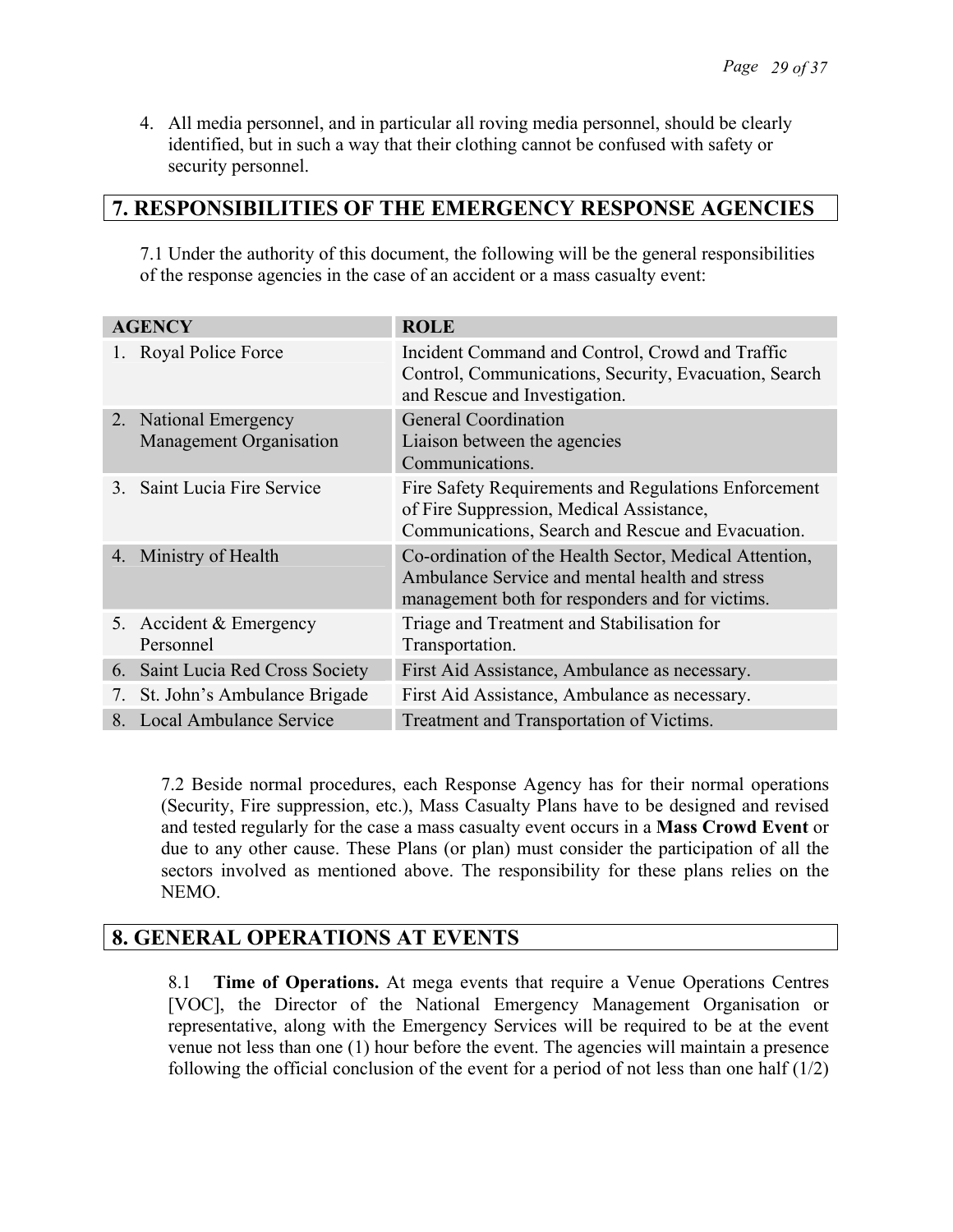4. All media personnel, and in particular all roving media personnel, should be clearly identified, but in such a way that their clothing cannot be confused with safety or security personnel.

## 7. RESPONSIBILITIES OF THE EMERGENCY RESPONSE AGENCIES

7.1 Under the authority of this document, the following will be the general responsibilities of the response agencies in the case of an accident or a mass casualty event:

| AGENCY | ROLE |
|---|---|
| 1. Royal Police Force | Incident Command and Control, Crowd and Traffic Control, Communications, Security, Evacuation, Search and Rescue and Investigation. |
| 2. National Emergency Management Organisation | General Coordination<br>Liaison between the agencies<br>Communications. |
| 3. Saint Lucia Fire Service | Fire Safety Requirements and Regulations Enforcement of Fire Suppression, Medical Assistance, Communications, Search and Rescue and Evacuation. |
| 4. Ministry of Health | Co-ordination of the Health Sector, Medical Attention, Ambulance Service and mental health and stress management both for responders and for victims. |
| 5. Accident & Emergency Personnel | Triage and Treatment and Stabilisation for Transportation. |
| 6. Saint Lucia Red Cross Society | First Aid Assistance, Ambulance as necessary. |
| 7. St. John's Ambulance Brigade | First Aid Assistance, Ambulance as necessary. |
| 8. Local Ambulance Service | Treatment and Transportation of Victims. |

7.2 Beside normal procedures, each Response Agency has for their normal operations (Security, Fire suppression, etc.), Mass Casualty Plans have to be designed and revised and tested regularly for the case a mass casualty event occurs in a **Mass Crowd Event** or due to any other cause. These Plans (or plan) must consider the participation of all the sectors involved as mentioned above. The responsibility for these plans relies on the NEMO.

## 8. GENERAL OPERATIONS AT EVENTS

8.1 **Time of Operations.** At mega events that require a Venue Operations Centres [VOC], the Director of the National Emergency Management Organisation or representative, along with the Emergency Services will be required to be at the event venue not less than one (1) hour before the event. The agencies will maintain a presence following the official conclusion of the event for a period of not less than one half (1/2)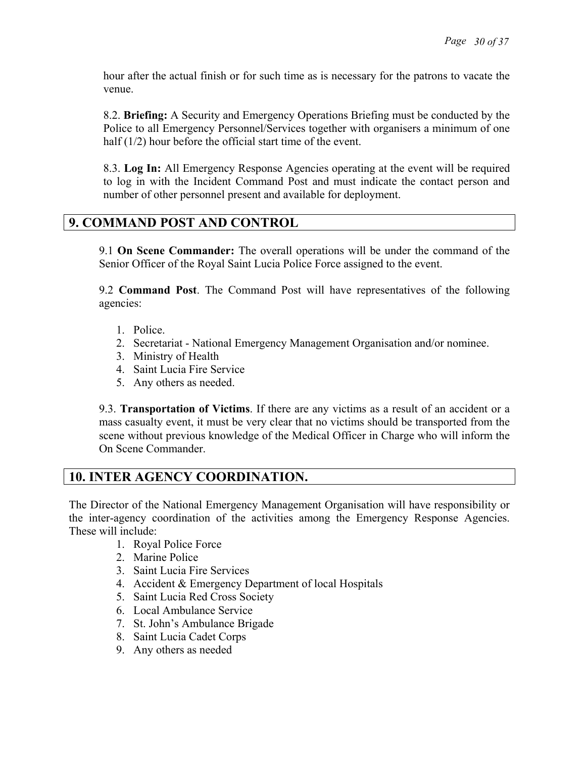hour after the actual finish or for such time as is necessary for the patrons to vacate the venue.

8.2. **Briefing:** A Security and Emergency Operations Briefing must be conducted by the Police to all Emergency Personnel/Services together with organisers a minimum of one half (1/2) hour before the official start time of the event.

8.3. **Log In:** All Emergency Response Agencies operating at the event will be required to log in with the Incident Command Post and must indicate the contact person and number of other personnel present and available for deployment.

## 9. COMMAND POST AND CONTROL

9.1 **On Scene Commander:** The overall operations will be under the command of the Senior Officer of the Royal Saint Lucia Police Force assigned to the event.

9.2 **Command Post**. The Command Post will have representatives of the following agencies:

1. Police.
2. Secretariat - National Emergency Management Organisation and/or nominee.
3. Ministry of Health
4. Saint Lucia Fire Service
5. Any others as needed.

9.3. **Transportation of Victims**. If there are any victims as a result of an accident or a mass casualty event, it must be very clear that no victims should be transported from the scene without previous knowledge of the Medical Officer in Charge who will inform the On Scene Commander.

## 10. INTER AGENCY COORDINATION.

The Director of the National Emergency Management Organisation will have responsibility or the inter-agency coordination of the activities among the Emergency Response Agencies. These will include:

1. Royal Police Force
2. Marine Police
3. Saint Lucia Fire Services
4. Accident & Emergency Department of local Hospitals
5. Saint Lucia Red Cross Society
6. Local Ambulance Service
7. St. John's Ambulance Brigade
8. Saint Lucia Cadet Corps
9. Any others as needed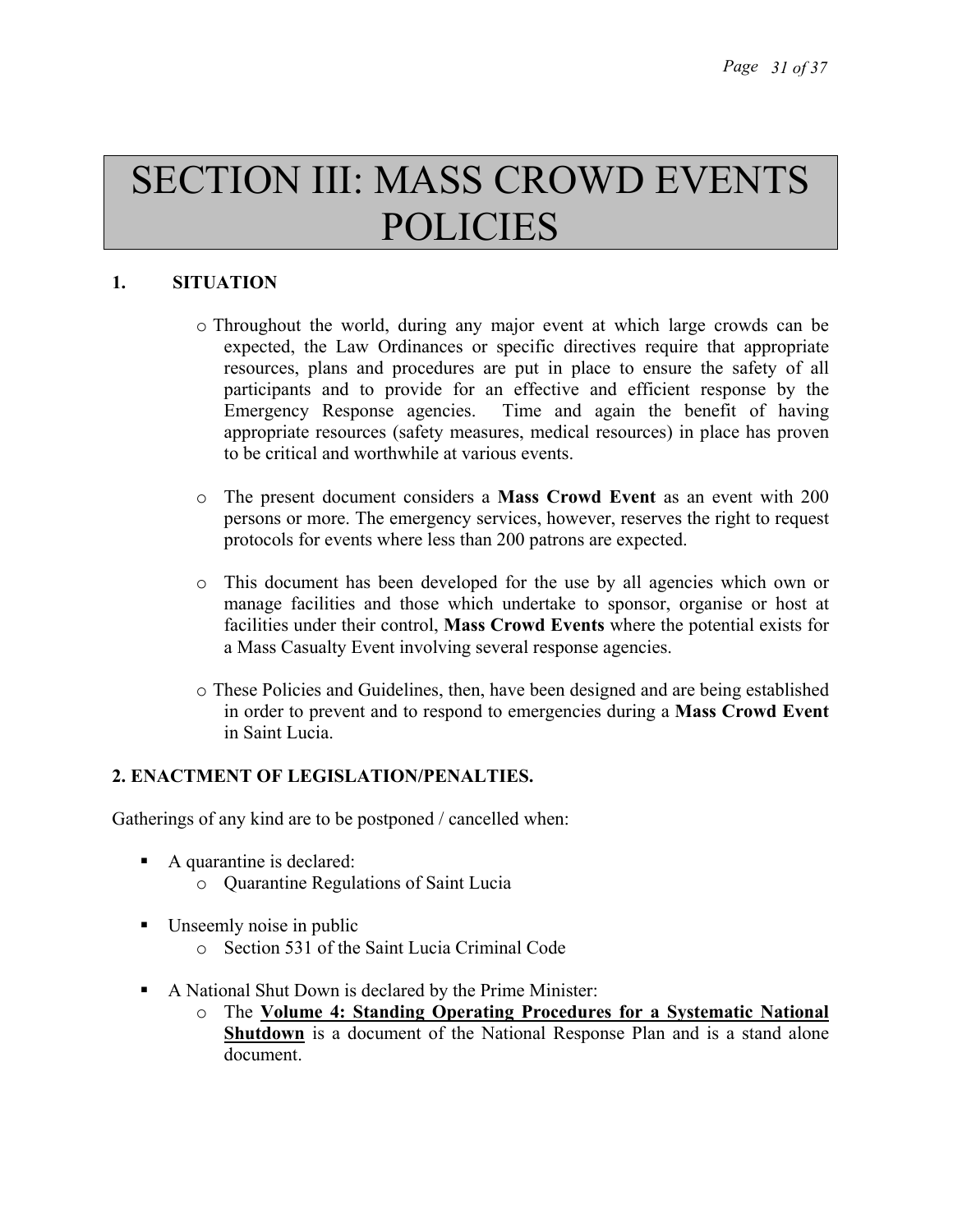# SECTION III: MASS CROWD EVENTS POLICIES

## 1. SITUATION

- Throughout the world, during any major event at which large crowds can be expected, the Law Ordinances or specific directives require that appropriate resources, plans and procedures are put in place to ensure the safety of all participants and to provide for an effective and efficient response by the Emergency Response agencies. Time and again the benefit of having appropriate resources (safety measures, medical resources) in place has proven to be critical and worthwhile at various events.

- The present document considers a **Mass Crowd Event** as an event with 200 persons or more. The emergency services, however, reserves the right to request protocols for events where less than 200 patrons are expected.

- This document has been developed for the use by all agencies which own or manage facilities and those which undertake to sponsor, organise or host at facilities under their control, **Mass Crowd Events** where the potential exists for a Mass Casualty Event involving several response agencies.

- These Policies and Guidelines, then, have been designed and are being established in order to prevent and to respond to emergencies during a **Mass Crowd Event** in Saint Lucia.

## 2. ENACTMENT OF LEGISLATION/PENALTIES.

Gatherings of any kind are to be postponed / cancelled when:

- A quarantine is declared:
  - Quarantine Regulations of Saint Lucia

- Unseemly noise in public
  - Section 531 of the Saint Lucia Criminal Code

- A National Shut Down is declared by the Prime Minister:
  - The **Volume 4: Standing Operating Procedures for a Systematic National Shutdown** is a document of the National Response Plan and is a stand alone document.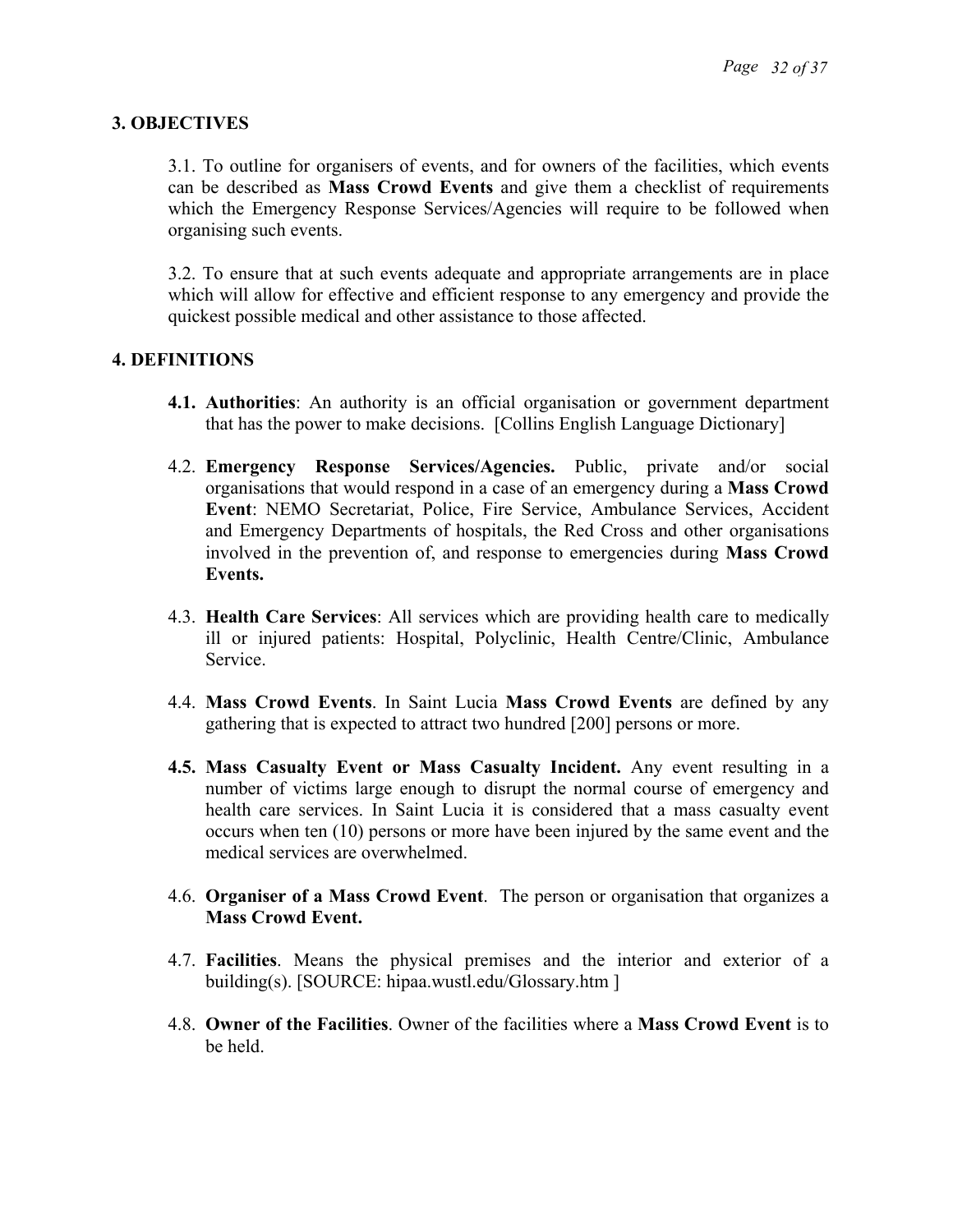## 3. OBJECTIVES

3.1. To outline for organisers of events, and for owners of the facilities, which events can be described as **Mass Crowd Events** and give them a checklist of requirements which the Emergency Response Services/Agencies will require to be followed when organising such events.

3.2. To ensure that at such events adequate and appropriate arrangements are in place which will allow for effective and efficient response to any emergency and provide the quickest possible medical and other assistance to those affected.

## 4. DEFINITIONS

**4.1. Authorities**: An authority is an official organisation or government department that has the power to make decisions. [Collins English Language Dictionary]

4.2. **Emergency Response Services/Agencies.** Public, private and/or social organisations that would respond in a case of an emergency during a **Mass Crowd Event**: NEMO Secretariat, Police, Fire Service, Ambulance Services, Accident and Emergency Departments of hospitals, the Red Cross and other organisations involved in the prevention of, and response to emergencies during **Mass Crowd Events.**

4.3. **Health Care Services**: All services which are providing health care to medically ill or injured patients: Hospital, Polyclinic, Health Centre/Clinic, Ambulance Service.

4.4. **Mass Crowd Events**. In Saint Lucia **Mass Crowd Events** are defined by any gathering that is expected to attract two hundred [200] persons or more.

**4.5. Mass Casualty Event or Mass Casualty Incident.** Any event resulting in a number of victims large enough to disrupt the normal course of emergency and health care services. In Saint Lucia it is considered that a mass casualty event occurs when ten (10) persons or more have been injured by the same event and the medical services are overwhelmed.

4.6. **Organiser of a Mass Crowd Event**. The person or organisation that organizes a **Mass Crowd Event.**

4.7. **Facilities**. Means the physical premises and the interior and exterior of a building(s). [SOURCE: hipaa.wustl.edu/Glossary.htm ]

4.8. **Owner of the Facilities**. Owner of the facilities where a **Mass Crowd Event** is to be held.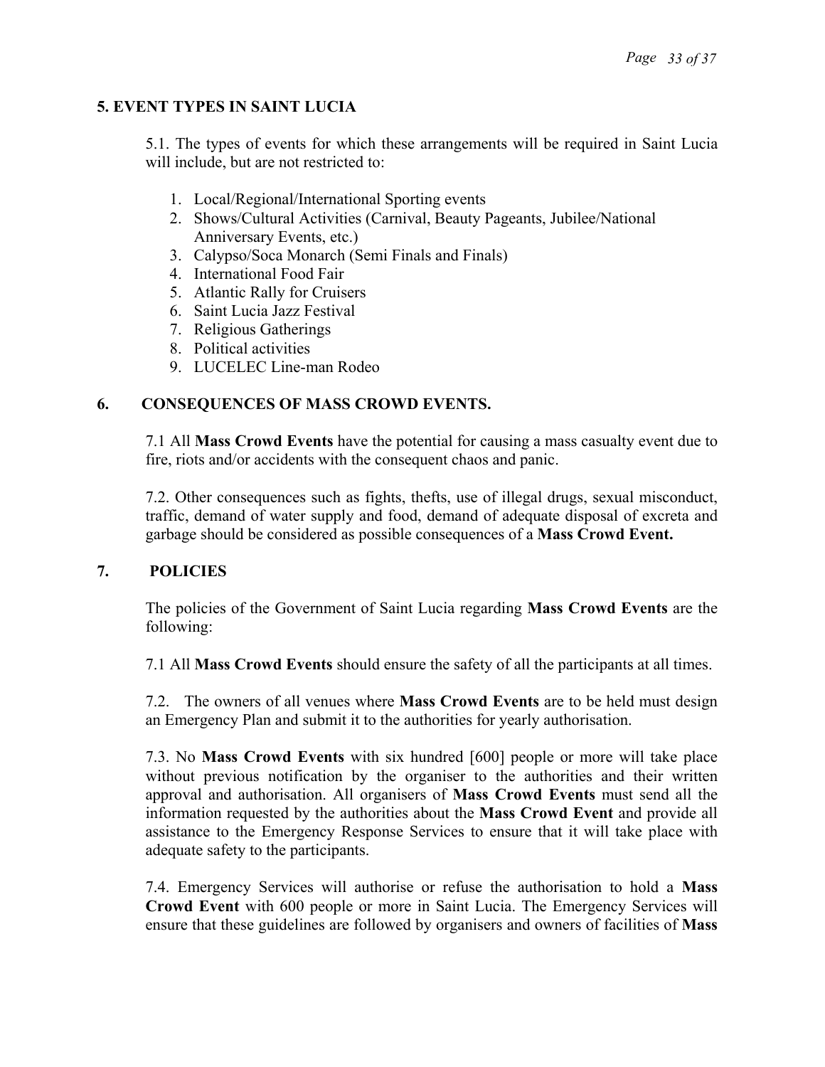## 5. EVENT TYPES IN SAINT LUCIA

5.1. The types of events for which these arrangements will be required in Saint Lucia will include, but are not restricted to:

1. Local/Regional/International Sporting events
2. Shows/Cultural Activities (Carnival, Beauty Pageants, Jubilee/National Anniversary Events, etc.)
3. Calypso/Soca Monarch (Semi Finals and Finals)
4. International Food Fair
5. Atlantic Rally for Cruisers
6. Saint Lucia Jazz Festival
7. Religious Gatherings
8. Political activities
9. LUCELEC Line-man Rodeo

## 6. CONSEQUENCES OF MASS CROWD EVENTS.

7.1 All **Mass Crowd Events** have the potential for causing a mass casualty event due to fire, riots and/or accidents with the consequent chaos and panic.

7.2. Other consequences such as fights, thefts, use of illegal drugs, sexual misconduct, traffic, demand of water supply and food, demand of adequate disposal of excreta and garbage should be considered as possible consequences of a **Mass Crowd Event.**

## 7. POLICIES

The policies of the Government of Saint Lucia regarding **Mass Crowd Events** are the following:

7.1 All **Mass Crowd Events** should ensure the safety of all the participants at all times.

7.2. The owners of all venues where **Mass Crowd Events** are to be held must design an Emergency Plan and submit it to the authorities for yearly authorisation.

7.3. No **Mass Crowd Events** with six hundred [600] people or more will take place without previous notification by the organiser to the authorities and their written approval and authorisation. All organisers of **Mass Crowd Events** must send all the information requested by the authorities about the **Mass Crowd Event** and provide all assistance to the Emergency Response Services to ensure that it will take place with adequate safety to the participants.

7.4. Emergency Services will authorise or refuse the authorisation to hold a **Mass Crowd Event** with 600 people or more in Saint Lucia. The Emergency Services will ensure that these guidelines are followed by organisers and owners of facilities of **Mass**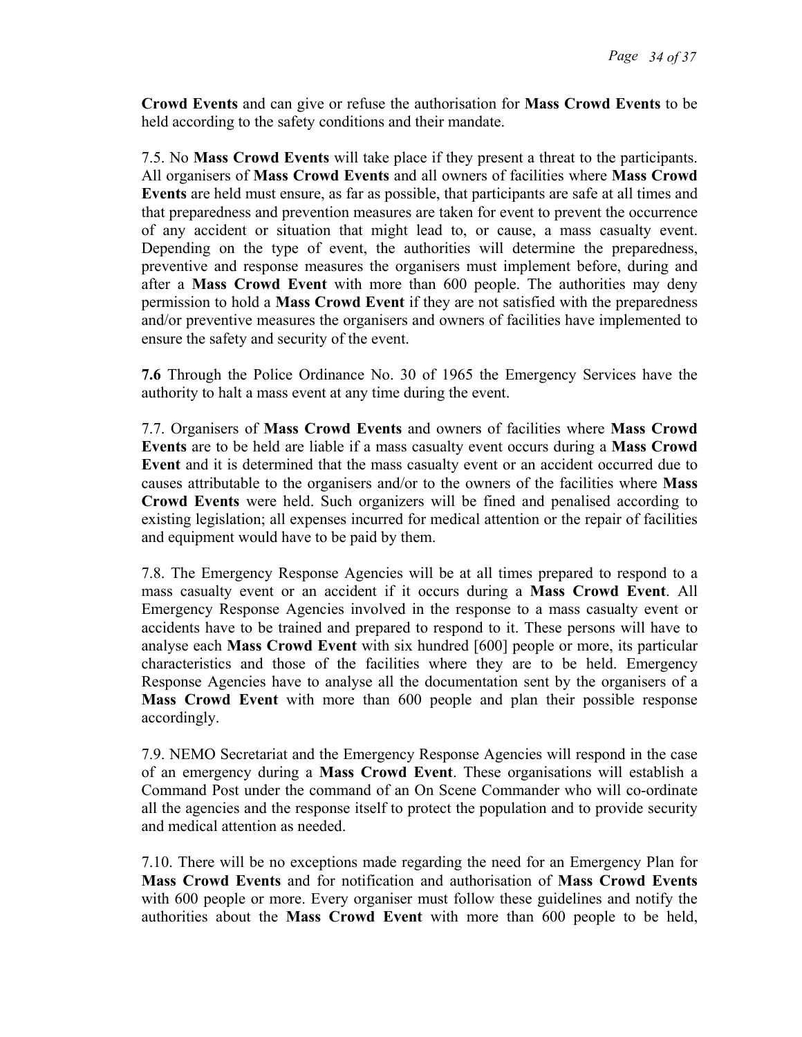**Crowd Events** and can give or refuse the authorisation for **Mass Crowd Events** to be held according to the safety conditions and their mandate.

7.5. No **Mass Crowd Events** will take place if they present a threat to the participants. All organisers of **Mass Crowd Events** and all owners of facilities where **Mass Crowd Events** are held must ensure, as far as possible, that participants are safe at all times and that preparedness and prevention measures are taken for event to prevent the occurrence of any accident or situation that might lead to, or cause, a mass casualty event. Depending on the type of event, the authorities will determine the preparedness, preventive and response measures the organisers must implement before, during and after a **Mass Crowd Event** with more than 600 people. The authorities may deny permission to hold a **Mass Crowd Event** if they are not satisfied with the preparedness and/or preventive measures the organisers and owners of facilities have implemented to ensure the safety and security of the event.

**7.6** Through the Police Ordinance No. 30 of 1965 the Emergency Services have the authority to halt a mass event at any time during the event.

7.7. Organisers of **Mass Crowd Events** and owners of facilities where **Mass Crowd Events** are to be held are liable if a mass casualty event occurs during a **Mass Crowd Event** and it is determined that the mass casualty event or an accident occurred due to causes attributable to the organisers and/or to the owners of the facilities where **Mass Crowd Events** were held. Such organizers will be fined and penalised according to existing legislation; all expenses incurred for medical attention or the repair of facilities and equipment would have to be paid by them.

7.8. The Emergency Response Agencies will be at all times prepared to respond to a mass casualty event or an accident if it occurs during a **Mass Crowd Event**. All Emergency Response Agencies involved in the response to a mass casualty event or accidents have to be trained and prepared to respond to it. These persons will have to analyse each **Mass Crowd Event** with six hundred [600] people or more, its particular characteristics and those of the facilities where they are to be held. Emergency Response Agencies have to analyse all the documentation sent by the organisers of a **Mass Crowd Event** with more than 600 people and plan their possible response accordingly.

7.9. NEMO Secretariat and the Emergency Response Agencies will respond in the case of an emergency during a **Mass Crowd Event**. These organisations will establish a Command Post under the command of an On Scene Commander who will co-ordinate all the agencies and the response itself to protect the population and to provide security and medical attention as needed.

7.10. There will be no exceptions made regarding the need for an Emergency Plan for **Mass Crowd Events** and for notification and authorisation of **Mass Crowd Events** with 600 people or more. Every organiser must follow these guidelines and notify the authorities about the **Mass Crowd Event** with more than 600 people to be held,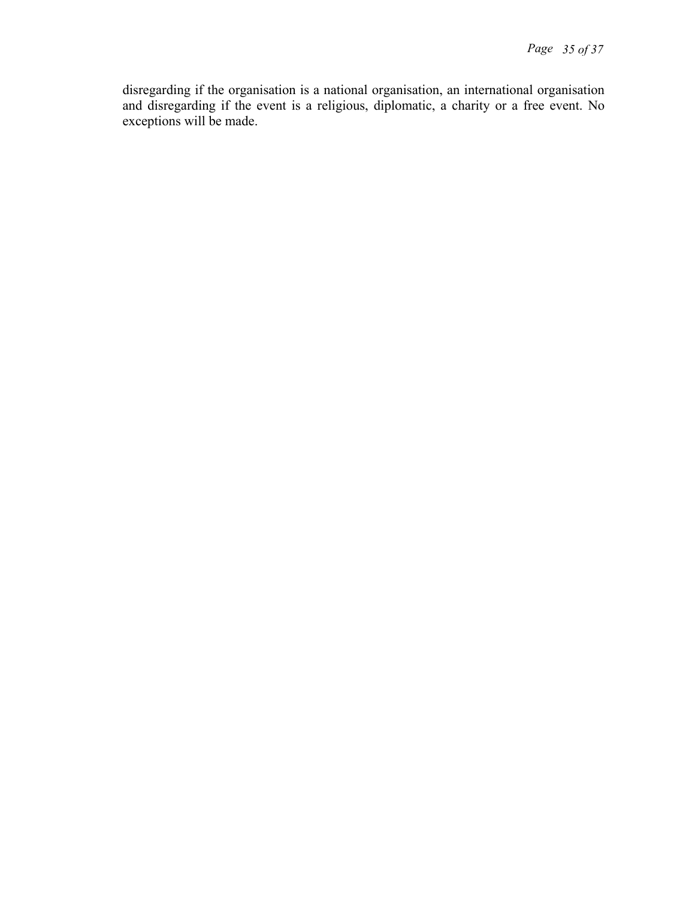disregarding if the organisation is a national organisation, an international organisation and disregarding if the event is a religious, diplomatic, a charity or a free event. No exceptions will be made.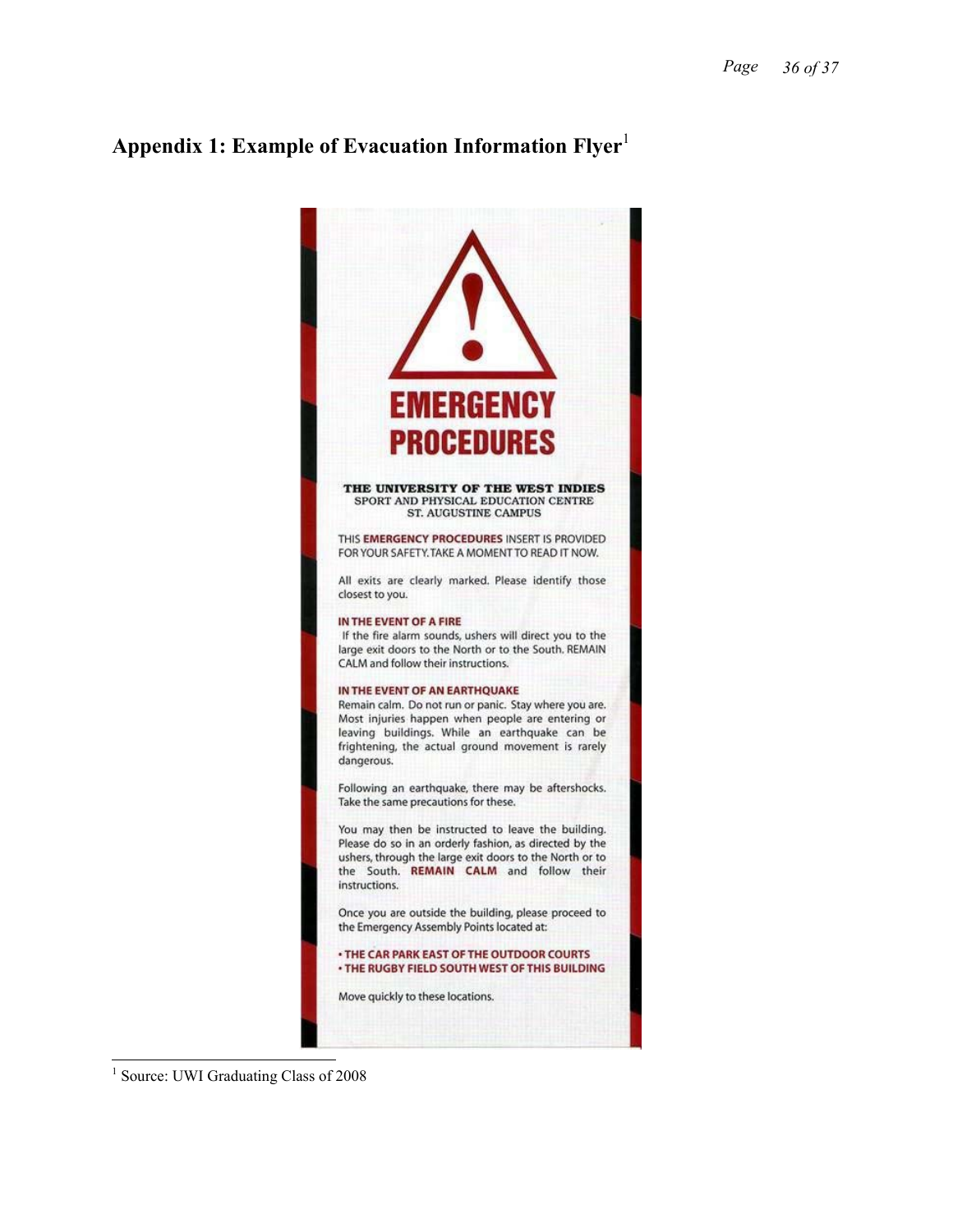## Appendix 1: Example of Evacuation Information Flyer[1]

# EMERGENCY PROCEDURES

**THE UNIVERSITY OF THE WEST INDIES**
SPORT AND PHYSICAL EDUCATION CENTRE
ST. AUGUSTINE CAMPUS

THIS **EMERGENCY PROCEDURES** INSERT IS PROVIDED FOR YOUR SAFETY. TAKE A MOMENT TO READ IT NOW.

All exits are clearly marked. Please identify those closest to you.

**IN THE EVENT OF A FIRE**
If the fire alarm sounds, ushers will direct you to the large exit doors to the North or to the South. REMAIN CALM and follow their instructions.

**IN THE EVENT OF AN EARTHQUAKE**
Remain calm. Do not run or panic. Stay where you are. Most injuries happen when people are entering or leaving buildings. While an earthquake can be frightening, the actual ground movement is rarely dangerous.

Following an earthquake, there may be aftershocks. Take the same precautions for these.

You may then be instructed to leave the building. Please do so in an orderly fashion, as directed by the ushers, through the large exit doors to the North or to the South. **REMAIN CALM** and follow their instructions.

Once you are outside the building, please proceed to the Emergency Assembly Points located at:

- **THE CAR PARK EAST OF THE OUTDOOR COURTS**
- **THE RUGBY FIELD SOUTH WEST OF THIS BUILDING**

Move quickly to these locations.

---

[1] Source: UWI Graduating Class of 2008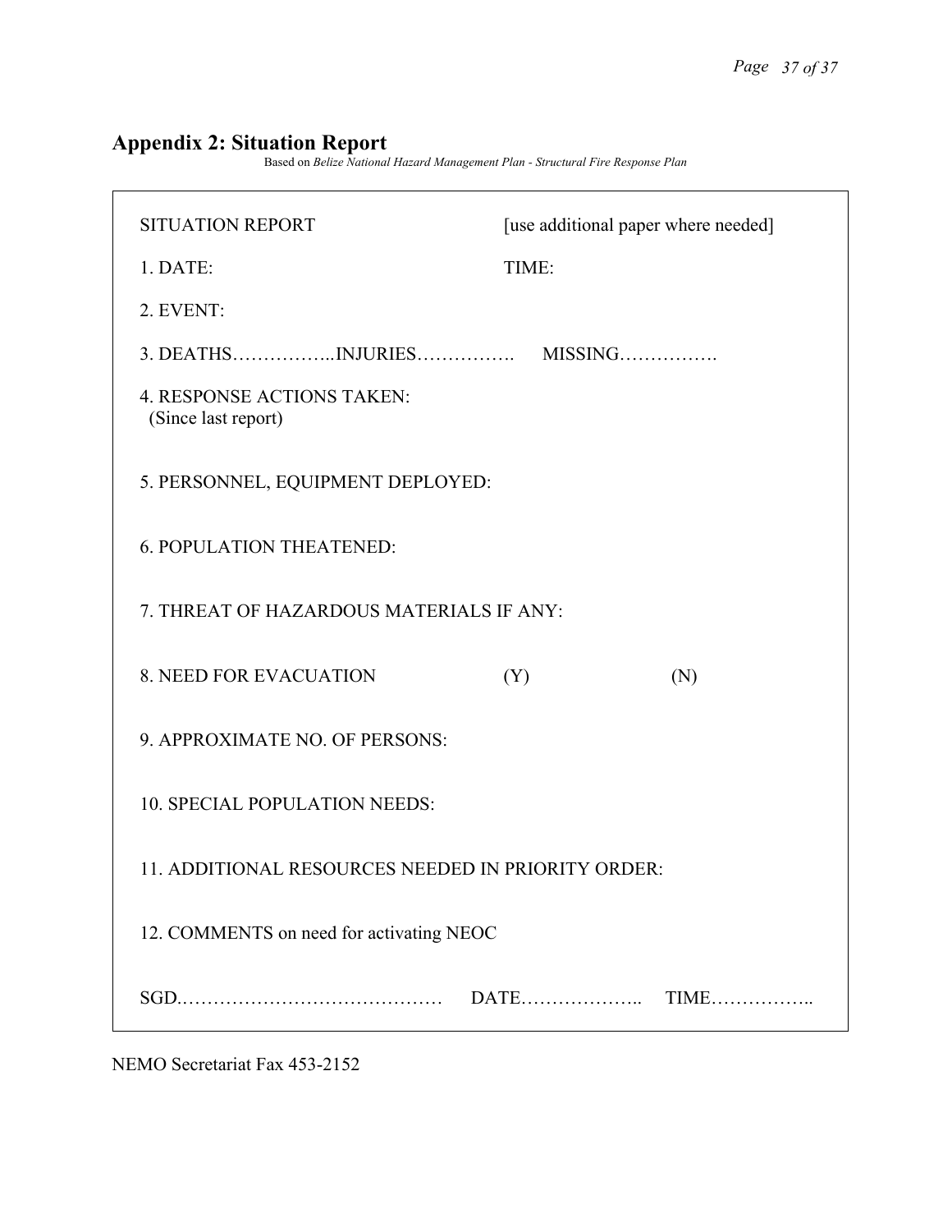## Appendix 2: Situation Report

Based on *Belize National Hazard Management Plan - Structural Fire Response Plan*

SITUATION REPORT [use additional paper where needed]

1. DATE: TIME:

2. EVENT:

3. DEATHS……………..INJURIES……………. MISSING…………….

4. RESPONSE ACTIONS TAKEN:
 (Since last report)

5. PERSONNEL, EQUIPMENT DEPLOYED:

6. POPULATION THEATENED:

7. THREAT OF HAZARDOUS MATERIALS IF ANY:

8. NEED FOR EVACUATION (Y) (N)

9. APPROXIMATE NO. OF PERSONS:

10. SPECIAL POPULATION NEEDS:

11. ADDITIONAL RESOURCES NEEDED IN PRIORITY ORDER:

12. COMMENTS on need for activating NEOC

SGD.…………………………………… DATE……………….. TIME……………..

NEMO Secretariat Fax 453-2152